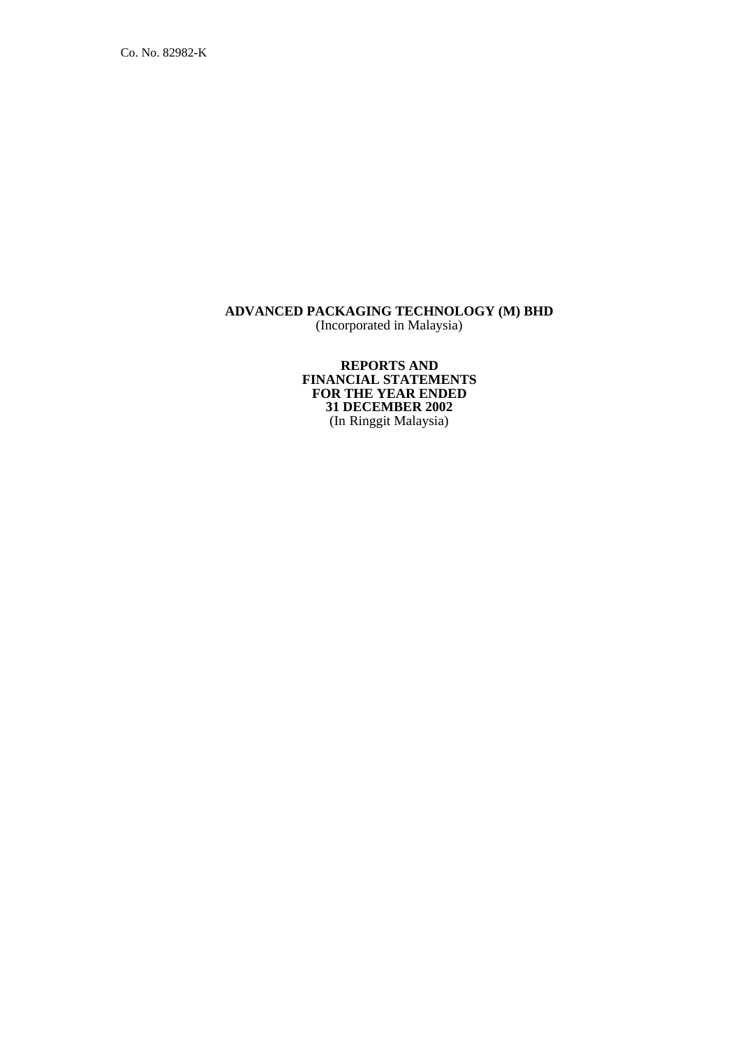Co. No. 82982-K

# ADVANCED PACKAGING TECHNOLOGY (M) BHD
(Incorporated in Malaysia)

## REPORTS AND FINANCIAL STATEMENTS FOR THE YEAR ENDED 31 DECEMBER 2002
(In Ringgit Malaysia)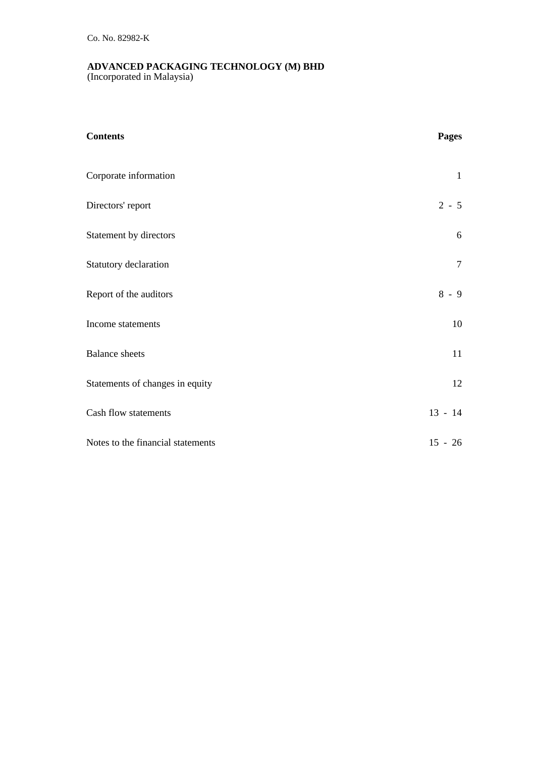Co. No. 82982-K

**ADVANCED PACKAGING TECHNOLOGY (M) BHD**
(Incorporated in Malaysia)

| **Contents** | **Pages** |
|---|---|
| Corporate information | 1 |
| Directors' report | 2 - 5 |
| Statement by directors | 6 |
| Statutory declaration | 7 |
| Report of the auditors | 8 - 9 |
| Income statements | 10 |
| Balance sheets | 11 |
| Statements of changes in equity | 12 |
| Cash flow statements | 13 - 14 |
| Notes to the financial statements | 15 - 26 |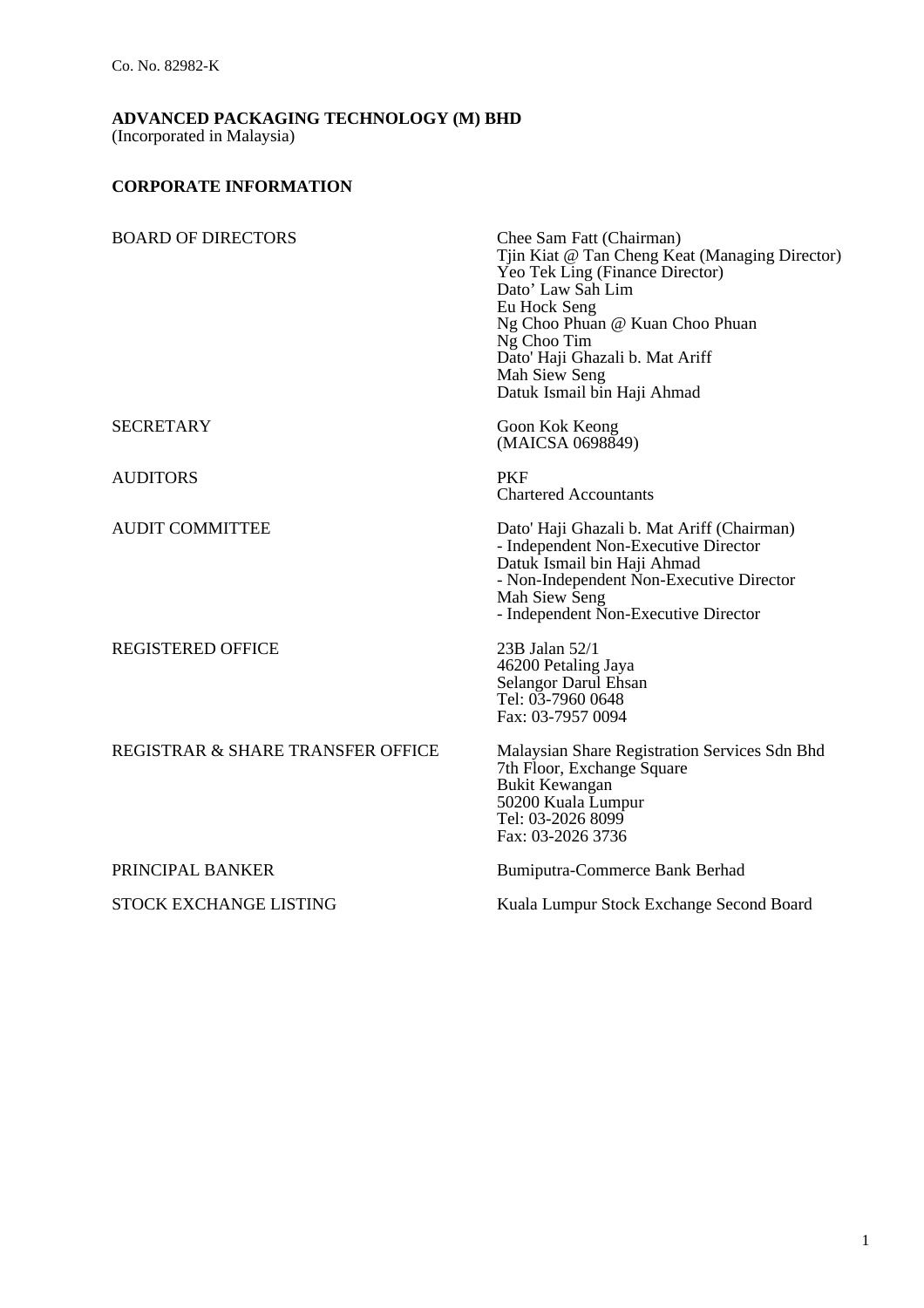Co. No. 82982-K

**ADVANCED PACKAGING TECHNOLOGY (M) BHD**
(Incorporated in Malaysia)

## CORPORATE INFORMATION

| | |
|---|---|
| BOARD OF DIRECTORS | Chee Sam Fatt (Chairman)<br>Tjin Kiat @ Tan Cheng Keat (Managing Director)<br>Yeo Tek Ling (Finance Director)<br>Dato' Law Sah Lim<br>Eu Hock Seng<br>Ng Choo Phuan @ Kuan Choo Phuan<br>Ng Choo Tim<br>Dato' Haji Ghazali b. Mat Ariff<br>Mah Siew Seng<br>Datuk Ismail bin Haji Ahmad |
| SECRETARY | Goon Kok Keong<br>(MAICSA 0698849) |
| AUDITORS | PKF<br>Chartered Accountants |
| AUDIT COMMITTEE | Dato' Haji Ghazali b. Mat Ariff (Chairman)<br>- Independent Non-Executive Director<br>Datuk Ismail bin Haji Ahmad<br>- Non-Independent Non-Executive Director<br>Mah Siew Seng<br>- Independent Non-Executive Director |
| REGISTERED OFFICE | 23B Jalan 52/1<br>46200 Petaling Jaya<br>Selangor Darul Ehsan<br>Tel: 03-7960 0648<br>Fax: 03-7957 0094 |
| REGISTRAR & SHARE TRANSFER OFFICE | Malaysian Share Registration Services Sdn Bhd<br>7th Floor, Exchange Square<br>Bukit Kewangan<br>50200 Kuala Lumpur<br>Tel: 03-2026 8099<br>Fax: 03-2026 3736 |
| PRINCIPAL BANKER | Bumiputra-Commerce Bank Berhad |
| STOCK EXCHANGE LISTING | Kuala Lumpur Stock Exchange Second Board |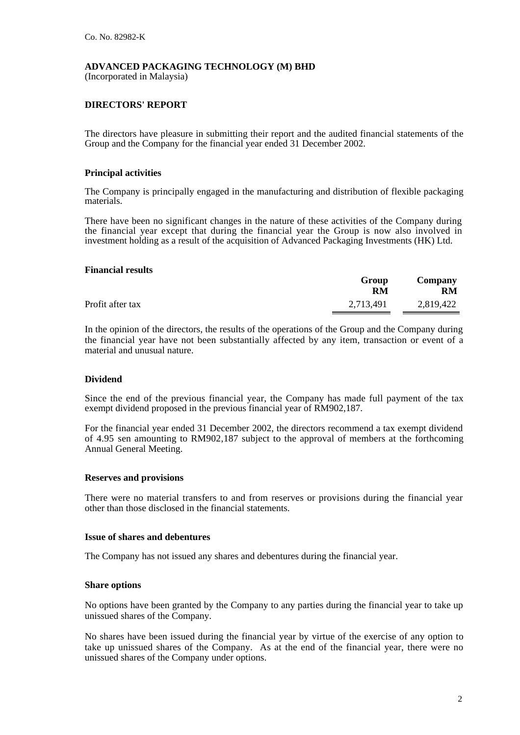Co. No. 82982-K

**ADVANCED PACKAGING TECHNOLOGY (M) BHD**
(Incorporated in Malaysia)

## DIRECTORS' REPORT

The directors have pleasure in submitting their report and the audited financial statements of the Group and the Company for the financial year ended 31 December 2002.

### Principal activities

The Company is principally engaged in the manufacturing and distribution of flexible packaging materials.

There have been no significant changes in the nature of these activities of the Company during the financial year except that during the financial year the Group is now also involved in investment holding as a result of the acquisition of Advanced Packaging Investments (HK) Ltd.

### Financial results

| | Group RM | Company RM |
|---|---|---|
| Profit after tax | 2,713,491 | 2,819,422 |

In the opinion of the directors, the results of the operations of the Group and the Company during the financial year have not been substantially affected by any item, transaction or event of a material and unusual nature.

### Dividend

Since the end of the previous financial year, the Company has made full payment of the tax exempt dividend proposed in the previous financial year of RM902,187.

For the financial year ended 31 December 2002, the directors recommend a tax exempt dividend of 4.95 sen amounting to RM902,187 subject to the approval of members at the forthcoming Annual General Meeting.

### Reserves and provisions

There were no material transfers to and from reserves or provisions during the financial year other than those disclosed in the financial statements.

### Issue of shares and debentures

The Company has not issued any shares and debentures during the financial year.

### Share options

No options have been granted by the Company to any parties during the financial year to take up unissued shares of the Company.

No shares have been issued during the financial year by virtue of the exercise of any option to take up unissued shares of the Company. As at the end of the financial year, there were no unissued shares of the Company under options.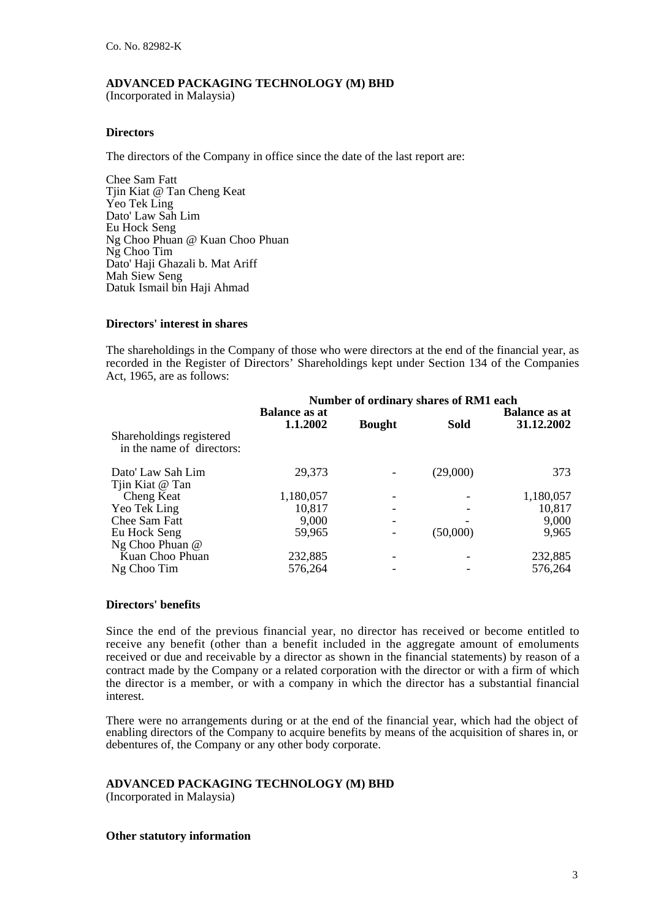Co. No. 82982-K

**ADVANCED PACKAGING TECHNOLOGY (M) BHD**
(Incorporated in Malaysia)

**Directors**

The directors of the Company in office since the date of the last report are:

Chee Sam Fatt
Tjin Kiat @ Tan Cheng Keat
Yeo Tek Ling
Dato' Law Sah Lim
Eu Hock Seng
Ng Choo Phuan @ Kuan Choo Phuan
Ng Choo Tim
Dato' Haji Ghazali b. Mat Ariff
Mah Siew Seng
Datuk Ismail bin Haji Ahmad

**Directors' interest in shares**

The shareholdings in the Company of those who were directors at the end of the financial year, as recorded in the Register of Directors' Shareholdings kept under Section 134 of the Companies Act, 1965, are as follows:

| | Number of ordinary shares of RM1 each | | | |
|---|---|---|---|---|
| | **Balance as at 1.1.2002** | **Bought** | **Sold** | **Balance as at 31.12.2002** |
| Shareholdings registered in the name of directors: | | | | |
| Dato' Law Sah Lim | 29,373 | - | (29,000) | 373 |
| Tjin Kiat @ Tan Cheng Keat | 1,180,057 | - | - | 1,180,057 |
| Yeo Tek Ling | 10,817 | - | - | 10,817 |
| Chee Sam Fatt | 9,000 | - | - | 9,000 |
| Eu Hock Seng | 59,965 | - | (50,000) | 9,965 |
| Ng Choo Phuan @ Kuan Choo Phuan | 232,885 | - | - | 232,885 |
| Ng Choo Tim | 576,264 | - | - | 576,264 |

**Directors' benefits**

Since the end of the previous financial year, no director has received or become entitled to receive any benefit (other than a benefit included in the aggregate amount of emoluments received or due and receivable by a director as shown in the financial statements) by reason of a contract made by the Company or a related corporation with the director or with a firm of which the director is a member, or with a company in which the director has a substantial financial interest.

There were no arrangements during or at the end of the financial year, which had the object of enabling directors of the Company to acquire benefits by means of the acquisition of shares in, or debentures of, the Company or any other body corporate.

**ADVANCED PACKAGING TECHNOLOGY (M) BHD**
(Incorporated in Malaysia)

**Other statutory information**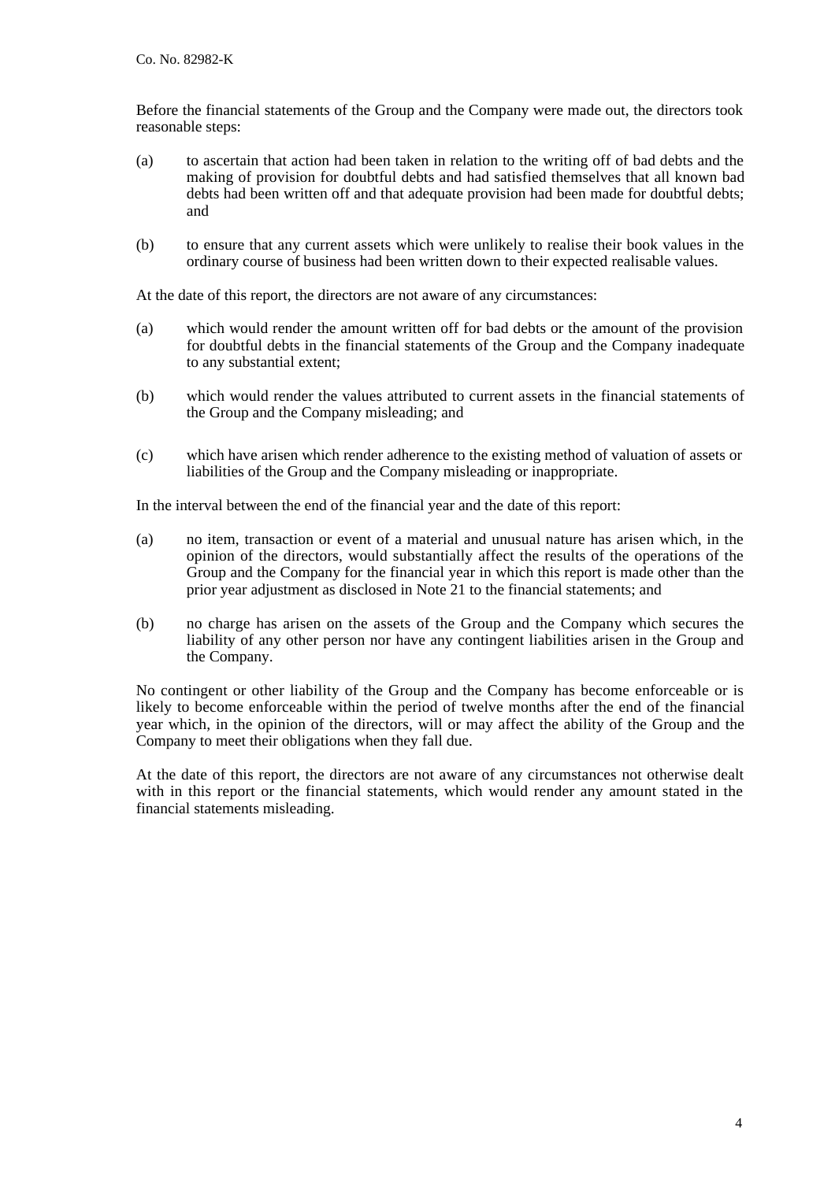Before the financial statements of the Group and the Company were made out, the directors took reasonable steps:

(a) to ascertain that action had been taken in relation to the writing off of bad debts and the making of provision for doubtful debts and had satisfied themselves that all known bad debts had been written off and that adequate provision had been made for doubtful debts; and

(b) to ensure that any current assets which were unlikely to realise their book values in the ordinary course of business had been written down to their expected realisable values.

At the date of this report, the directors are not aware of any circumstances:

(a) which would render the amount written off for bad debts or the amount of the provision for doubtful debts in the financial statements of the Group and the Company inadequate to any substantial extent;

(b) which would render the values attributed to current assets in the financial statements of the Group and the Company misleading; and

(c) which have arisen which render adherence to the existing method of valuation of assets or liabilities of the Group and the Company misleading or inappropriate.

In the interval between the end of the financial year and the date of this report:

(a) no item, transaction or event of a material and unusual nature has arisen which, in the opinion of the directors, would substantially affect the results of the operations of the Group and the Company for the financial year in which this report is made other than the prior year adjustment as disclosed in Note 21 to the financial statements; and

(b) no charge has arisen on the assets of the Group and the Company which secures the liability of any other person nor have any contingent liabilities arisen in the Group and the Company.

No contingent or other liability of the Group and the Company has become enforceable or is likely to become enforceable within the period of twelve months after the end of the financial year which, in the opinion of the directors, will or may affect the ability of the Group and the Company to meet their obligations when they fall due.

At the date of this report, the directors are not aware of any circumstances not otherwise dealt with in this report or the financial statements, which would render any amount stated in the financial statements misleading.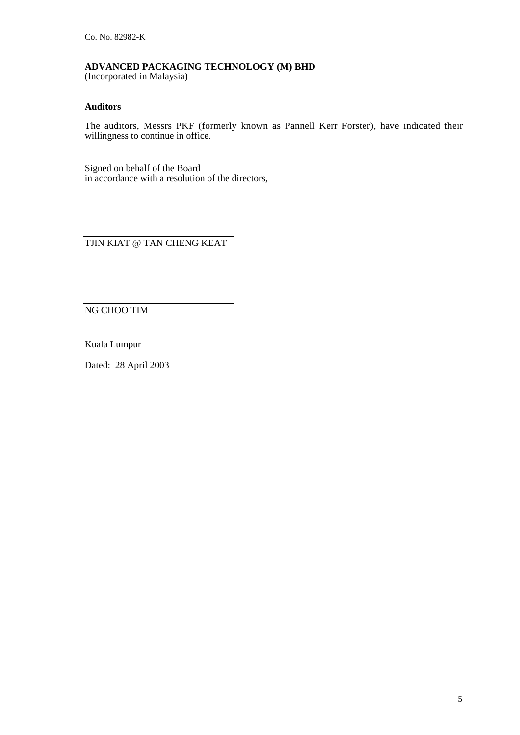Co. No. 82982-K

**ADVANCED PACKAGING TECHNOLOGY (M) BHD**
(Incorporated in Malaysia)

**Auditors**

The auditors, Messrs PKF (formerly known as Pannell Kerr Forster), have indicated their willingness to continue in office.

Signed on behalf of the Board
in accordance with a resolution of the directors,

TJIN KIAT @ TAN CHENG KEAT

NG CHOO TIM

Kuala Lumpur

Dated: 28 April 2003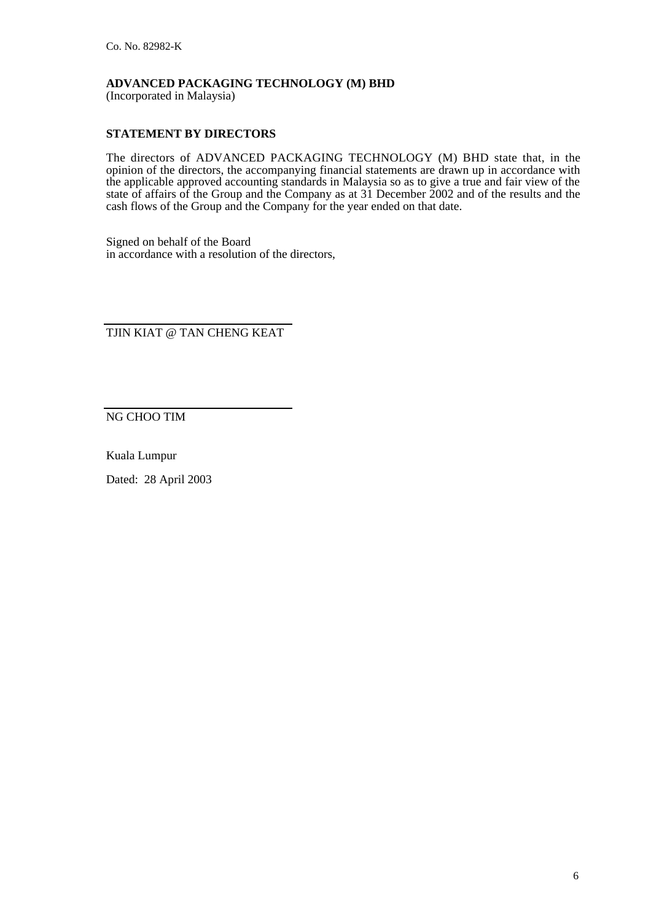Co. No. 82982-K

**ADVANCED PACKAGING TECHNOLOGY (M) BHD**
(Incorporated in Malaysia)

**STATEMENT BY DIRECTORS**

The directors of ADVANCED PACKAGING TECHNOLOGY (M) BHD state that, in the opinion of the directors, the accompanying financial statements are drawn up in accordance with the applicable approved accounting standards in Malaysia so as to give a true and fair view of the state of affairs of the Group and the Company as at 31 December 2002 and of the results and the cash flows of the Group and the Company for the year ended on that date.

Signed on behalf of the Board
in accordance with a resolution of the directors,

TJIN KIAT @ TAN CHENG KEAT

NG CHOO TIM

Kuala Lumpur

Dated: 28 April 2003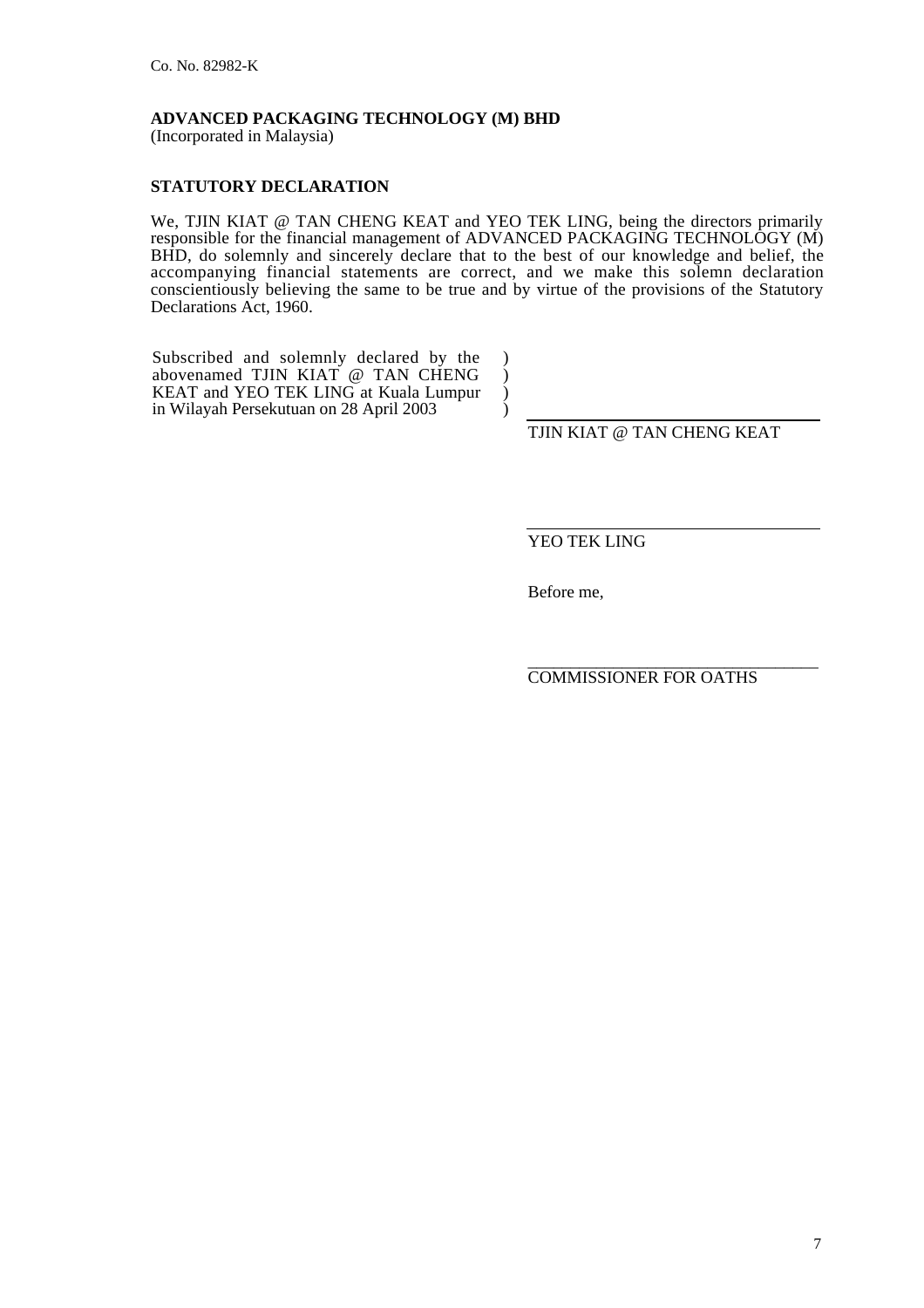Co. No. 82982-K

**ADVANCED PACKAGING TECHNOLOGY (M) BHD**
(Incorporated in Malaysia)

**STATUTORY DECLARATION**

We, TJIN KIAT @ TAN CHENG KEAT and YEO TEK LING, being the directors primarily responsible for the financial management of ADVANCED PACKAGING TECHNOLOGY (M) BHD, do solemnly and sincerely declare that to the best of our knowledge and belief, the accompanying financial statements are correct, and we make this solemn declaration conscientiously believing the same to be true and by virtue of the provisions of the Statutory Declarations Act, 1960.

Subscribed and solemnly declared by the abovenamed TJIN KIAT @ TAN CHENG KEAT and YEO TEK LING at Kuala Lumpur in Wilayah Persekutuan on 28 April 2003 )

TJIN KIAT @ TAN CHENG KEAT

YEO TEK LING

Before me,

COMMISSIONER FOR OATHS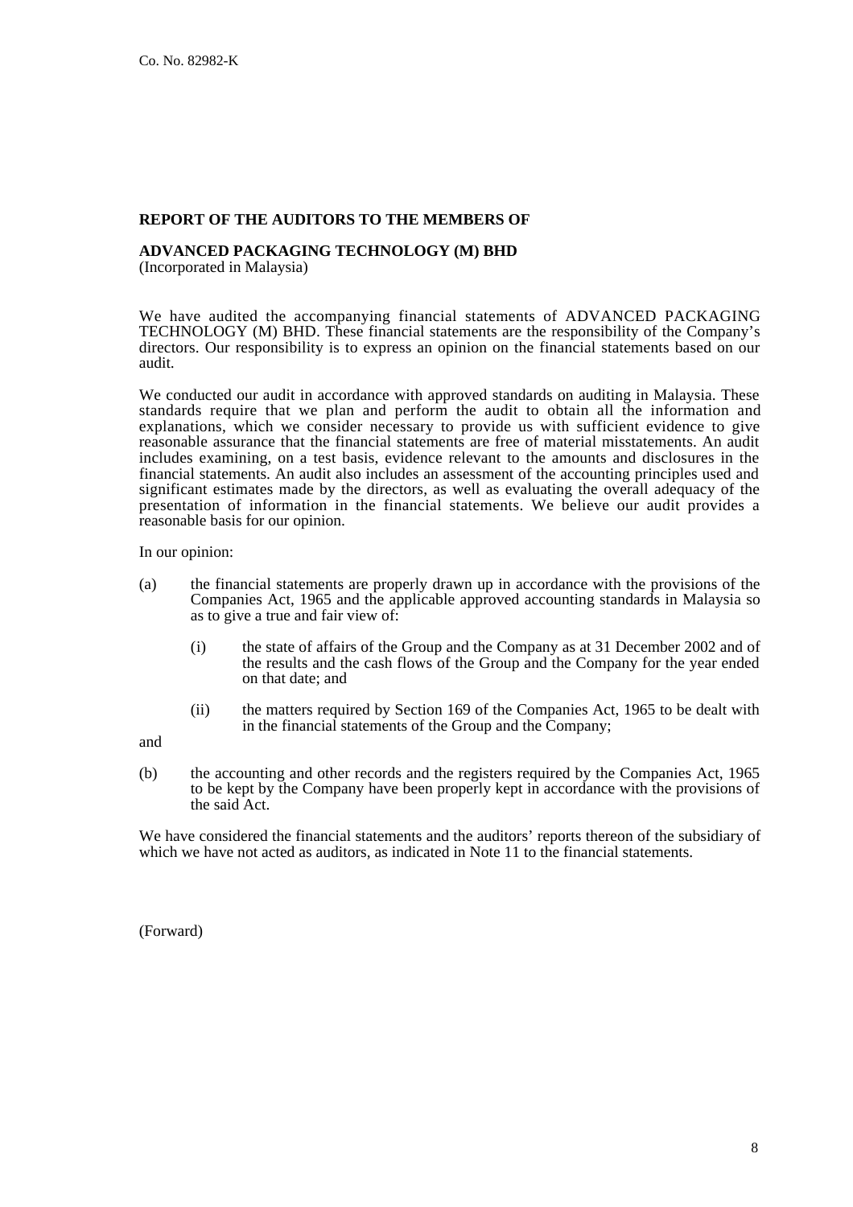Co. No. 82982-K

**REPORT OF THE AUDITORS TO THE MEMBERS OF**

**ADVANCED PACKAGING TECHNOLOGY (M) BHD**
(Incorporated in Malaysia)

We have audited the accompanying financial statements of ADVANCED PACKAGING TECHNOLOGY (M) BHD. These financial statements are the responsibility of the Company's directors. Our responsibility is to express an opinion on the financial statements based on our audit.

We conducted our audit in accordance with approved standards on auditing in Malaysia. These standards require that we plan and perform the audit to obtain all the information and explanations, which we consider necessary to provide us with sufficient evidence to give reasonable assurance that the financial statements are free of material misstatements. An audit includes examining, on a test basis, evidence relevant to the amounts and disclosures in the financial statements. An audit also includes an assessment of the accounting principles used and significant estimates made by the directors, as well as evaluating the overall adequacy of the presentation of information in the financial statements. We believe our audit provides a reasonable basis for our opinion.

In our opinion:

(a) the financial statements are properly drawn up in accordance with the provisions of the Companies Act, 1965 and the applicable approved accounting standards in Malaysia so as to give a true and fair view of:

  (i) the state of affairs of the Group and the Company as at 31 December 2002 and of the results and the cash flows of the Group and the Company for the year ended on that date; and

  (ii) the matters required by Section 169 of the Companies Act, 1965 to be dealt with in the financial statements of the Group and the Company;

and

(b) the accounting and other records and the registers required by the Companies Act, 1965 to be kept by the Company have been properly kept in accordance with the provisions of the said Act.

We have considered the financial statements and the auditors' reports thereon of the subsidiary of which we have not acted as auditors, as indicated in Note 11 to the financial statements.

(Forward)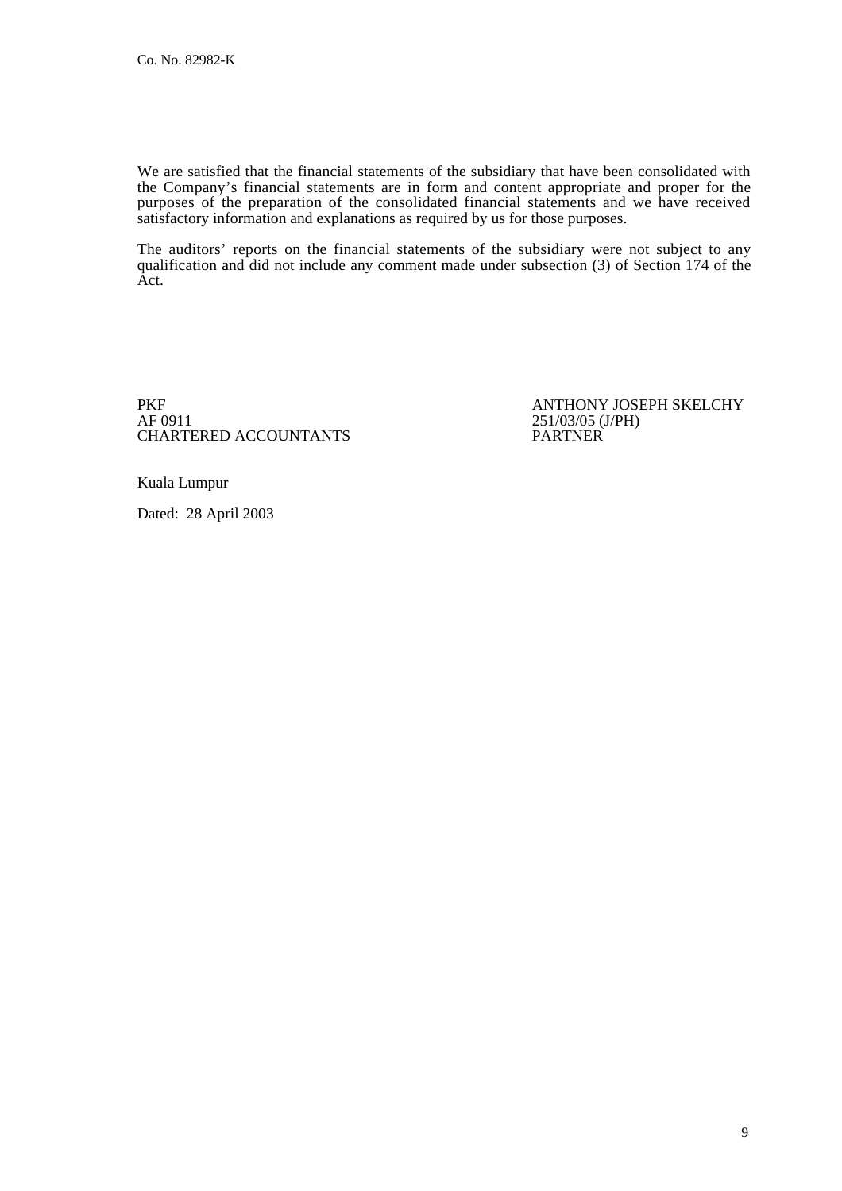We are satisfied that the financial statements of the subsidiary that have been consolidated with the Company's financial statements are in form and content appropriate and proper for the purposes of the preparation of the consolidated financial statements and we have received satisfactory information and explanations as required by us for those purposes.

The auditors' reports on the financial statements of the subsidiary were not subject to any qualification and did not include any comment made under subsection (3) of Section 174 of the Act.

PKF
AF 0911
CHARTERED ACCOUNTANTS

ANTHONY JOSEPH SKELCHY
251/03/05 (J/PH)
PARTNER

Kuala Lumpur

Dated: 28 April 2003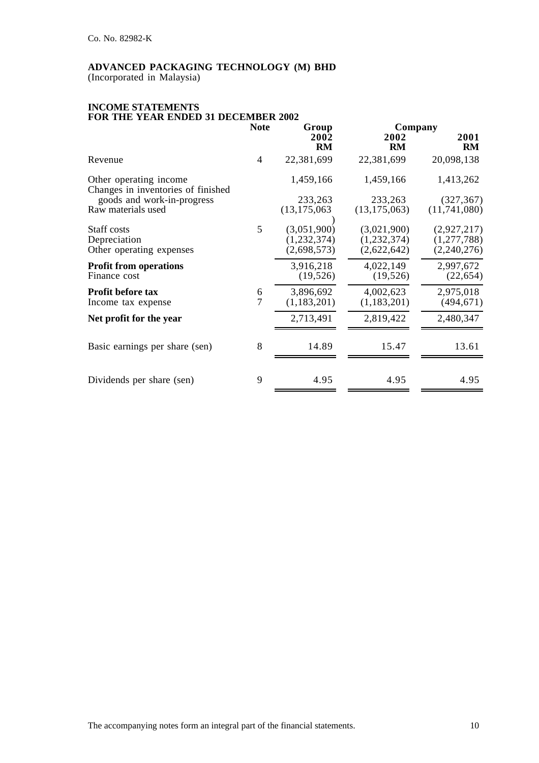Co. No. 82982-K

**ADVANCED PACKAGING TECHNOLOGY (M) BHD**
(Incorporated in Malaysia)

**INCOME STATEMENTS**
**FOR THE YEAR ENDED 31 DECEMBER 2002**

| | Note | Group | Company | |
|---|---|---|---|---|
| | | 2002 | 2002 | 2001 |
| | | RM | RM | RM |
| Revenue | 4 | 22,381,699 | 22,381,699 | 20,098,138 |
| Other operating income | | 1,459,166 | 1,459,166 | 1,413,262 |
| Changes in inventories of finished goods and work-in-progress | | 233,263 | 233,263 | (327,367) |
| Raw materials used | | (13,175,063) | (13,175,063) | (11,741,080) |
| Staff costs | 5 | (3,051,900) | (3,021,900) | (2,927,217) |
| Depreciation | | (1,232,374) | (1,232,374) | (1,277,788) |
| Other operating expenses | | (2,698,573) | (2,622,642) | (2,240,276) |
| **Profit from operations** | | 3,916,218 | 4,022,149 | 2,997,672 |
| Finance cost | | (19,526) | (19,526) | (22,654) |
| **Profit before tax** | 6 | 3,896,692 | 4,002,623 | 2,975,018 |
| Income tax expense | 7 | (1,183,201) | (1,183,201) | (494,671) |
| **Net profit for the year** | | 2,713,491 | 2,819,422 | 2,480,347 |
| Basic earnings per share (sen) | 8 | 14.89 | 15.47 | 13.61 |
| Dividends per share (sen) | 9 | 4.95 | 4.95 | 4.95 |

The accompanying notes form an integral part of the financial statements.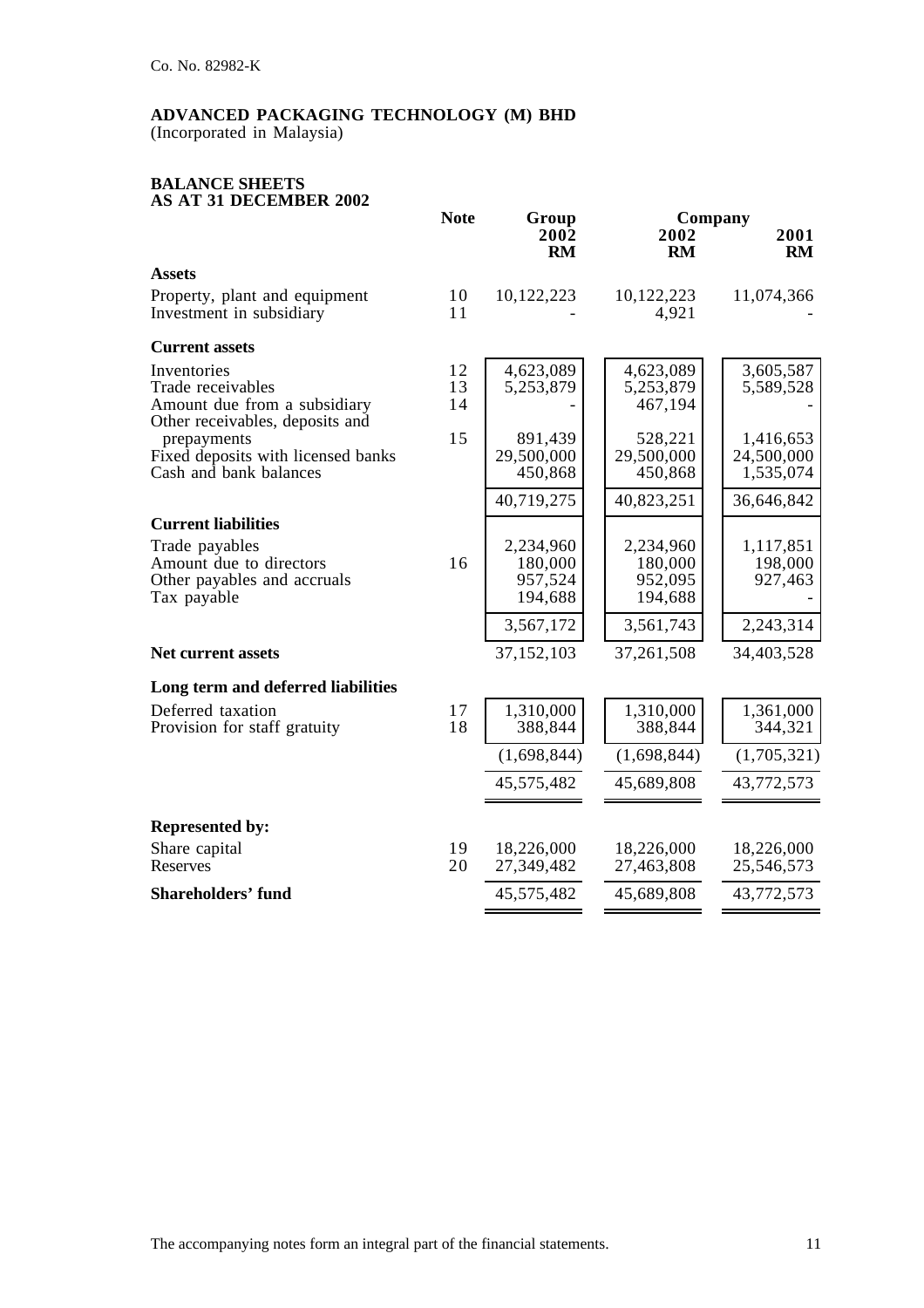Co. No. 82982-K

**ADVANCED PACKAGING TECHNOLOGY (M) BHD**
(Incorporated in Malaysia)

**BALANCE SHEETS**
**AS AT 31 DECEMBER 2002**

| | Note | Group | Company | |
|---|---|---|---|---|
| | | 2002 | 2002 | 2001 |
| | | RM | RM | RM |
| **Assets** | | | | |
| Property, plant and equipment | 10 | 10,122,223 | 10,122,223 | 11,074,366 |
| Investment in subsidiary | 11 | - | 4,921 | - |
| **Current assets** | | | | |
| Inventories | 12 | 4,623,089 | 4,623,089 | 3,605,587 |
| Trade receivables | 13 | 5,253,879 | 5,253,879 | 5,589,528 |
| Amount due from a subsidiary | 14 | - | 467,194 | - |
| Other receivables, deposits and prepayments | 15 | 891,439 | 528,221 | 1,416,653 |
| Fixed deposits with licensed banks | | 29,500,000 | 29,500,000 | 24,500,000 |
| Cash and bank balances | | 450,868 | 450,868 | 1,535,074 |
| | | 40,719,275 | 40,823,251 | 36,646,842 |
| **Current liabilities** | | | | |
| Trade payables | | 2,234,960 | 2,234,960 | 1,117,851 |
| Amount due to directors | 16 | 180,000 | 180,000 | 198,000 |
| Other payables and accruals | | 957,524 | 952,095 | 927,463 |
| Tax payable | | 194,688 | 194,688 | - |
| | | 3,567,172 | 3,561,743 | 2,243,314 |
| **Net current assets** | | 37,152,103 | 37,261,508 | 34,403,528 |
| **Long term and deferred liabilities** | | | | |
| Deferred taxation | 17 | 1,310,000 | 1,310,000 | 1,361,000 |
| Provision for staff gratuity | 18 | 388,844 | 388,844 | 344,321 |
| | | (1,698,844) | (1,698,844) | (1,705,321) |
| | | 45,575,482 | 45,689,808 | 43,772,573 |
| **Represented by:** | | | | |
| Share capital | 19 | 18,226,000 | 18,226,000 | 18,226,000 |
| Reserves | 20 | 27,349,482 | 27,463,808 | 25,546,573 |
| **Shareholders' fund** | | 45,575,482 | 45,689,808 | 43,772,573 |

The accompanying notes form an integral part of the financial statements.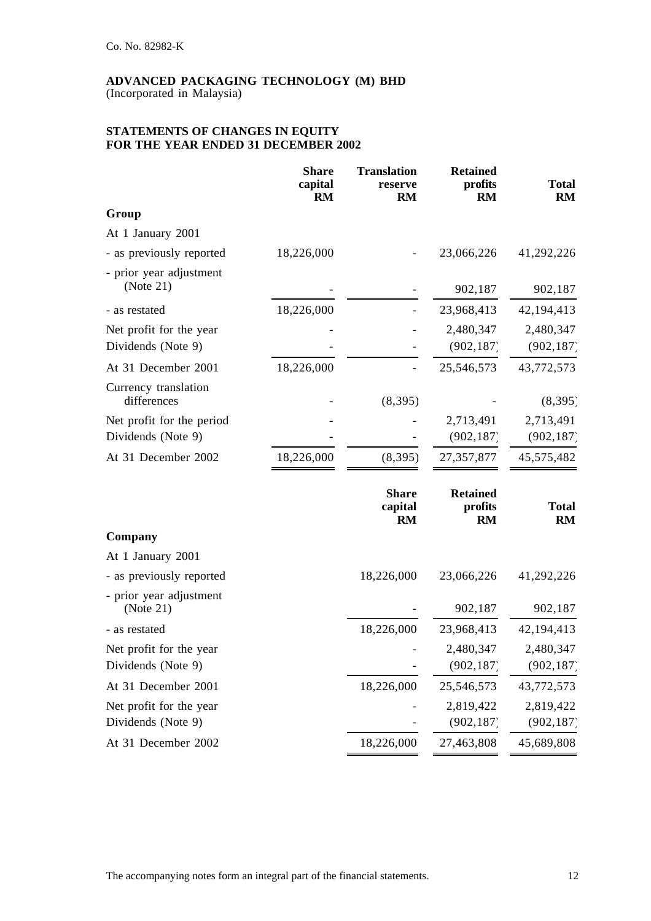Co. No. 82982-K

**ADVANCED PACKAGING TECHNOLOGY (M) BHD**
(Incorporated in Malaysia)

**STATEMENTS OF CHANGES IN EQUITY**
**FOR THE YEAR ENDED 31 DECEMBER 2002**

| | Share capital RM | Translation reserve RM | Retained profits RM | Total RM |
|---|---|---|---|---|
| **Group** | | | | |
| At 1 January 2001 | | | | |
| - as previously reported | 18,226,000 | - | 23,066,226 | 41,292,226 |
| - prior year adjustment (Note 21) | - | - | 902,187 | 902,187 |
| - as restated | 18,226,000 | - | 23,968,413 | 42,194,413 |
| Net profit for the year | - | - | 2,480,347 | 2,480,347 |
| Dividends (Note 9) | - | - | (902,187) | (902,187) |
| At 31 December 2001 | 18,226,000 | - | 25,546,573 | 43,772,573 |
| Currency translation differences | - | (8,395) | - | (8,395) |
| Net profit for the period | - | - | 2,713,491 | 2,713,491 |
| Dividends (Note 9) | - | - | (902,187) | (902,187) |
| At 31 December 2002 | 18,226,000 | (8,395) | 27,357,877 | 45,575,482 |

| | Share capital RM | Retained profits RM | Total RM |
|---|---|---|---|
| **Company** | | | |
| At 1 January 2001 | | | |
| - as previously reported | 18,226,000 | 23,066,226 | 41,292,226 |
| - prior year adjustment (Note 21) | - | 902,187 | 902,187 |
| - as restated | 18,226,000 | 23,968,413 | 42,194,413 |
| Net profit for the year | - | 2,480,347 | 2,480,347 |
| Dividends (Note 9) | - | (902,187) | (902,187) |
| At 31 December 2001 | 18,226,000 | 25,546,573 | 43,772,573 |
| Net profit for the year | - | 2,819,422 | 2,819,422 |
| Dividends (Note 9) | - | (902,187) | (902,187) |
| At 31 December 2002 | 18,226,000 | 27,463,808 | 45,689,808 |

The accompanying notes form an integral part of the financial statements.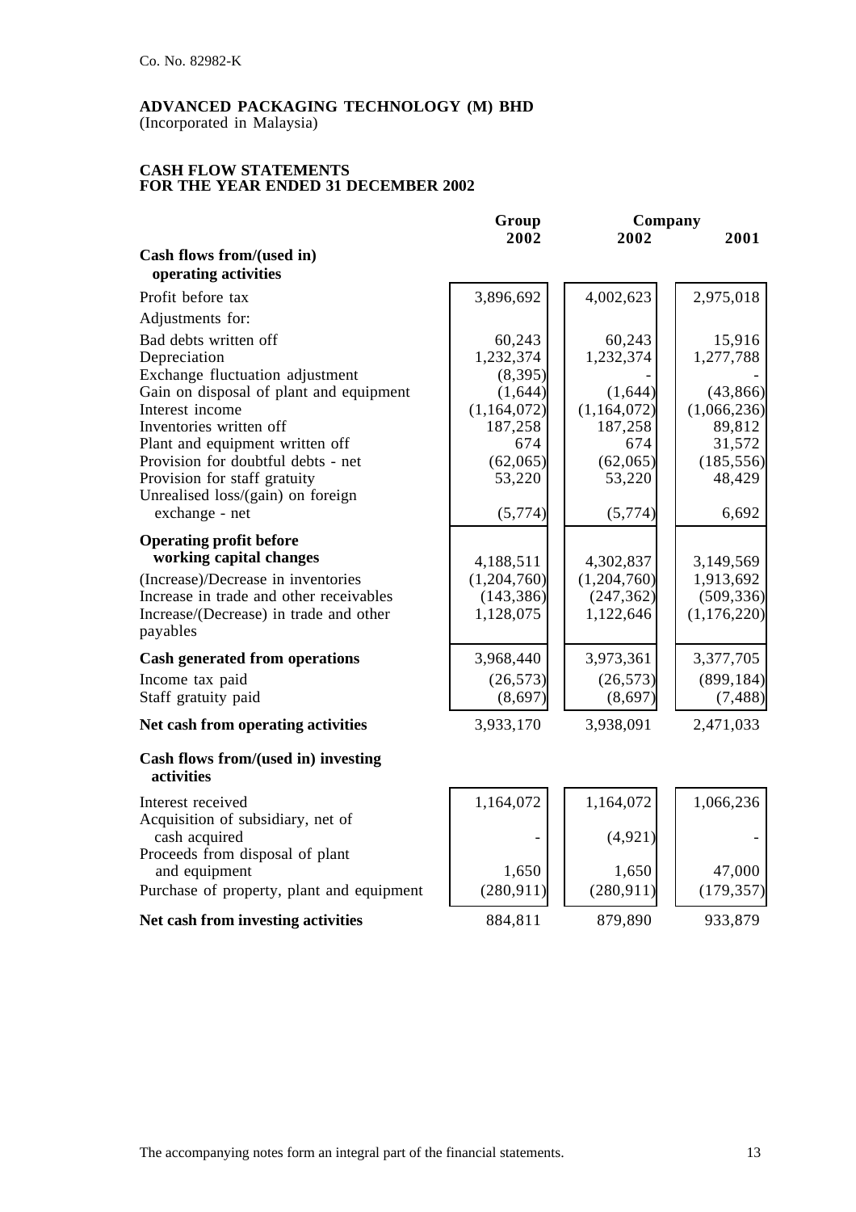Co. No. 82982-K

**ADVANCED PACKAGING TECHNOLOGY (M) BHD**
(Incorporated in Malaysia)

**CASH FLOW STATEMENTS**
**FOR THE YEAR ENDED 31 DECEMBER 2002**

| | Group | Company | |
|---|---|---|---|
| | 2002 | 2002 | 2001 |
| **Cash flows from/(used in) operating activities** | | | |
| Profit before tax | 3,896,692 | 4,002,623 | 2,975,018 |
| Adjustments for: | | | |
| Bad debts written off | 60,243 | 60,243 | 15,916 |
| Depreciation | 1,232,374 | 1,232,374 | 1,277,788 |
| Exchange fluctuation adjustment | (8,395) | - | - |
| Gain on disposal of plant and equipment | (1,644) | (1,644) | (43,866) |
| Interest income | (1,164,072) | (1,164,072) | (1,066,236) |
| Inventories written off | 187,258 | 187,258 | 89,812 |
| Plant and equipment written off | 674 | 674 | 31,572 |
| Provision for doubtful debts - net | (62,065) | (62,065) | (185,556) |
| Provision for staff gratuity | 53,220 | 53,220 | 48,429 |
| Unrealised loss/(gain) on foreign exchange - net | (5,774) | (5,774) | 6,692 |
| **Operating profit before working capital changes** | 4,188,511 | 4,302,837 | 3,149,569 |
| (Increase)/Decrease in inventories | (1,204,760) | (1,204,760) | 1,913,692 |
| Increase in trade and other receivables | (143,386) | (247,362) | (509,336) |
| Increase/(Decrease) in trade and other payables | 1,128,075 | 1,122,646 | (1,176,220) |
| **Cash generated from operations** | 3,968,440 | 3,973,361 | 3,377,705 |
| Income tax paid | (26,573) | (26,573) | (899,184) |
| Staff gratuity paid | (8,697) | (8,697) | (7,488) |
| **Net cash from operating activities** | 3,933,170 | 3,938,091 | 2,471,033 |
| **Cash flows from/(used in) investing activities** | | | |
| Interest received | 1,164,072 | 1,164,072 | 1,066,236 |
| Acquisition of subsidiary, net of cash acquired | - | (4,921) | - |
| Proceeds from disposal of plant and equipment | 1,650 | 1,650 | 47,000 |
| Purchase of property, plant and equipment | (280,911) | (280,911) | (179,357) |
| **Net cash from investing activities** | 884,811 | 879,890 | 933,879 |

The accompanying notes form an integral part of the financial statements.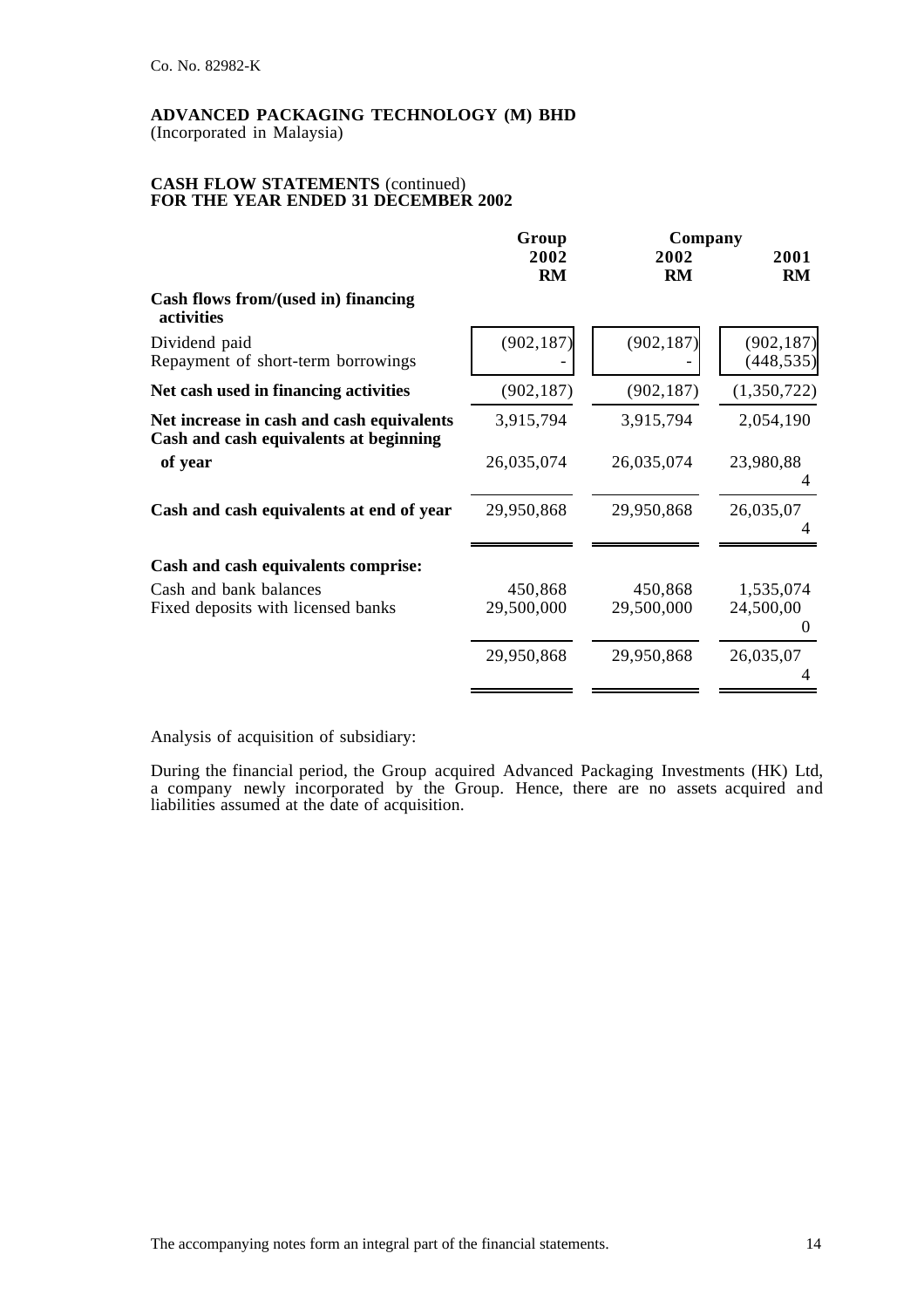Co. No. 82982-K

**ADVANCED PACKAGING TECHNOLOGY (M) BHD**
(Incorporated in Malaysia)

**CASH FLOW STATEMENTS** (continued)
**FOR THE YEAR ENDED 31 DECEMBER 2002**

| | Group | Company | |
|---|---|---|---|
| | **2002** | **2002** | **2001** |
| | **RM** | **RM** | **RM** |
| **Cash flows from/(used in) financing activities** | | | |
| Dividend paid | (902,187) | (902,187) | (902,187) |
| Repayment of short-term borrowings | - | - | (448,535) |
| **Net cash used in financing activities** | (902,187) | (902,187) | (1,350,722) |
| **Net increase in cash and cash equivalents** | 3,915,794 | 3,915,794 | 2,054,190 |
| **Cash and cash equivalents at beginning of year** | 26,035,074 | 26,035,074 | 23,980,884 |
| **Cash and cash equivalents at end of year** | 29,950,868 | 29,950,868 | 26,035,074 |
| **Cash and cash equivalents comprise:** | | | |
| Cash and bank balances | 450,868 | 450,868 | 1,535,074 |
| Fixed deposits with licensed banks | 29,500,000 | 29,500,000 | 24,500,000 |
| | 29,950,868 | 29,950,868 | 26,035,074 |

Analysis of acquisition of subsidiary:

During the financial period, the Group acquired Advanced Packaging Investments (HK) Ltd, a company newly incorporated by the Group. Hence, there are no assets acquired and liabilities assumed at the date of acquisition.

The accompanying notes form an integral part of the financial statements.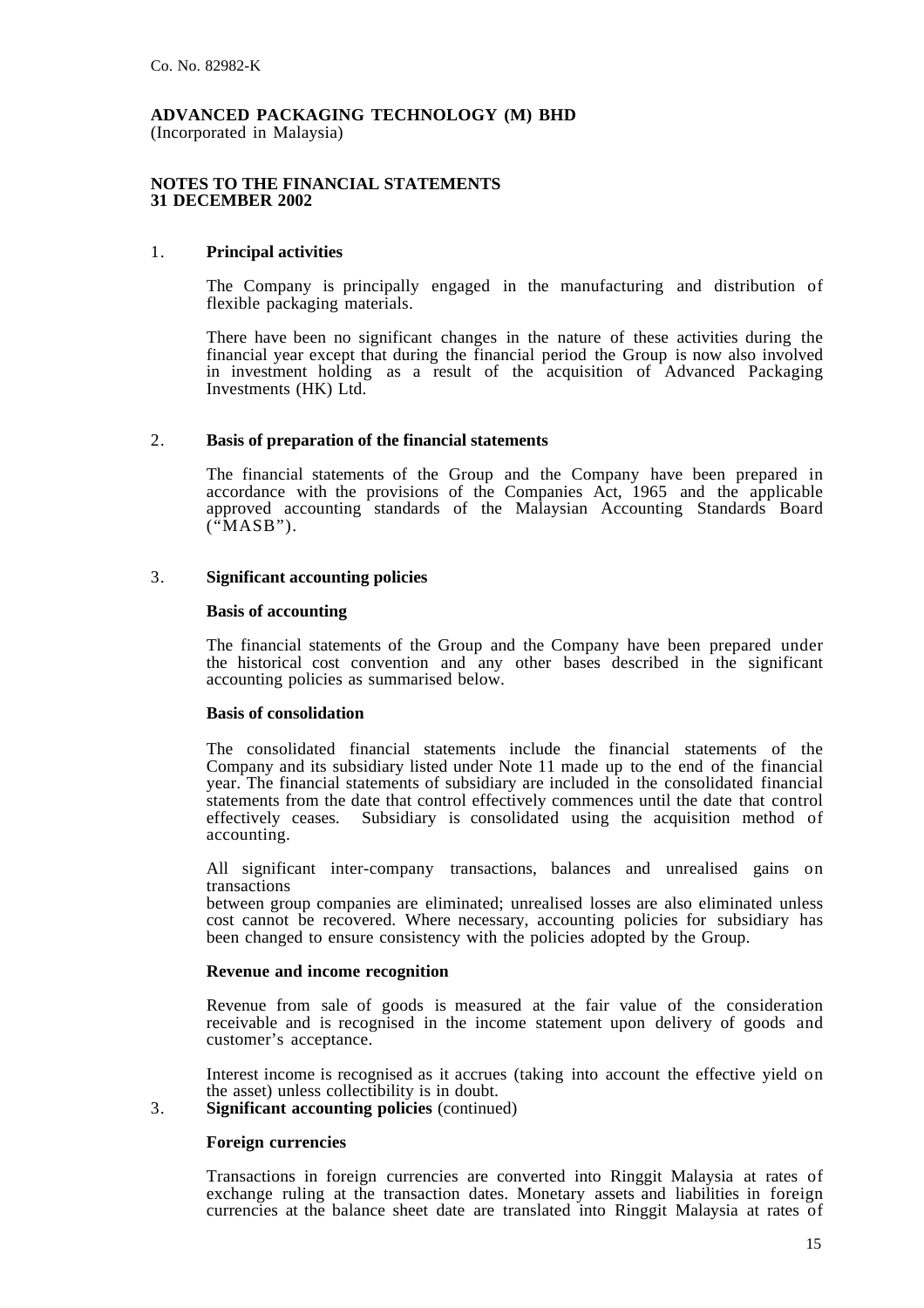Co. No. 82982-K

**ADVANCED PACKAGING TECHNOLOGY (M) BHD**
(Incorporated in Malaysia)

**NOTES TO THE FINANCIAL STATEMENTS**
**31 DECEMBER 2002**

## 1. Principal activities

The Company is principally engaged in the manufacturing and distribution of flexible packaging materials.

There have been no significant changes in the nature of these activities during the financial year except that during the financial period the Group is now also involved in investment holding as a result of the acquisition of Advanced Packaging Investments (HK) Ltd.

## 2. Basis of preparation of the financial statements

The financial statements of the Group and the Company have been prepared in accordance with the provisions of the Companies Act, 1965 and the applicable approved accounting standards of the Malaysian Accounting Standards Board ("MASB").

## 3. Significant accounting policies

**Basis of accounting**

The financial statements of the Group and the Company have been prepared under the historical cost convention and any other bases described in the significant accounting policies as summarised below.

**Basis of consolidation**

The consolidated financial statements include the financial statements of the Company and its subsidiary listed under Note 11 made up to the end of the financial year. The financial statements of subsidiary are included in the consolidated financial statements from the date that control effectively commences until the date that control effectively ceases. Subsidiary is consolidated using the acquisition method of accounting.

All significant inter-company transactions, balances and unrealised gains on transactions
between group companies are eliminated; unrealised losses are also eliminated unless cost cannot be recovered. Where necessary, accounting policies for subsidiary has been changed to ensure consistency with the policies adopted by the Group.

**Revenue and income recognition**

Revenue from sale of goods is measured at the fair value of the consideration receivable and is recognised in the income statement upon delivery of goods and customer's acceptance.

Interest income is recognised as it accrues (taking into account the effective yield on the asset) unless collectibility is in doubt.

## 3. Significant accounting policies (continued)

**Foreign currencies**

Transactions in foreign currencies are converted into Ringgit Malaysia at rates of exchange ruling at the transaction dates. Monetary assets and liabilities in foreign currencies at the balance sheet date are translated into Ringgit Malaysia at rates of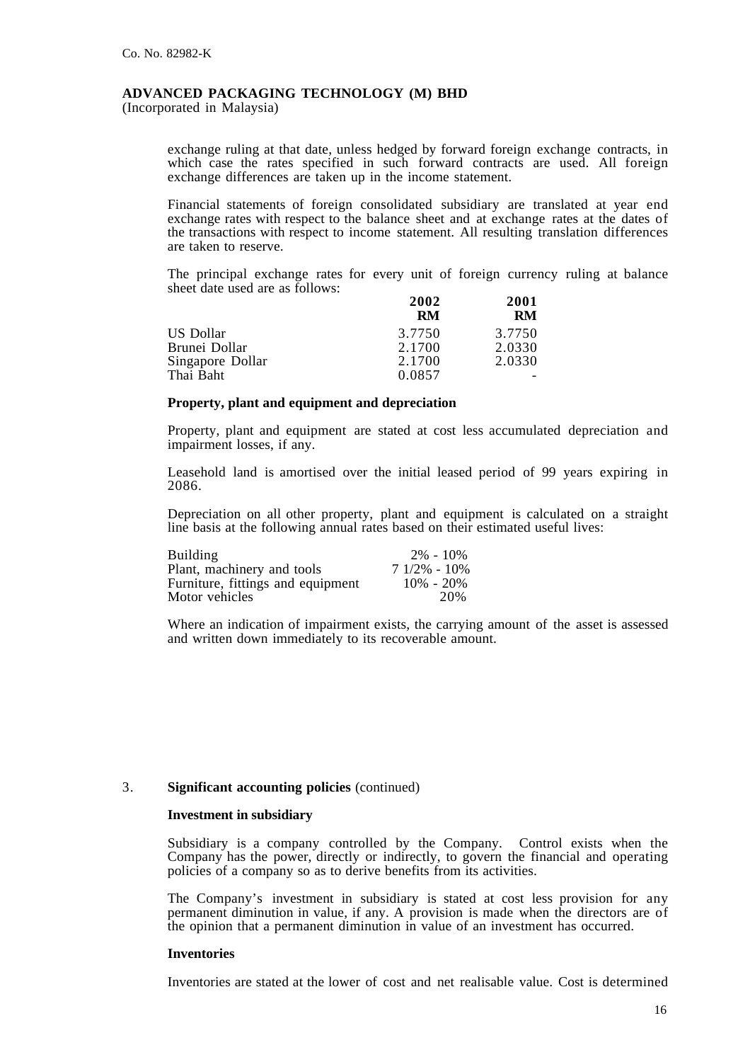exchange ruling at that date, unless hedged by forward foreign exchange contracts, in which case the rates specified in such forward contracts are used. All foreign exchange differences are taken up in the income statement.

Financial statements of foreign consolidated subsidiary are translated at year end exchange rates with respect to the balance sheet and at exchange rates at the dates of the transactions with respect to income statement. All resulting translation differences are taken to reserve.

The principal exchange rates for every unit of foreign currency ruling at balance sheet date used are as follows:

| | 2002 RM | 2001 RM |
|---|---|---|
| US Dollar | 3.7750 | 3.7750 |
| Brunei Dollar | 2.1700 | 2.0330 |
| Singapore Dollar | 2.1700 | 2.0330 |
| Thai Baht | 0.0857 | - |

**Property, plant and equipment and depreciation**

Property, plant and equipment are stated at cost less accumulated depreciation and impairment losses, if any.

Leasehold land is amortised over the initial leased period of 99 years expiring in 2086.

Depreciation on all other property, plant and equipment is calculated on a straight line basis at the following annual rates based on their estimated useful lives:

| | |
|---|---|
| Building | 2% - 10% |
| Plant, machinery and tools | 7 1/2% - 10% |
| Furniture, fittings and equipment | 10% - 20% |
| Motor vehicles | 20% |

Where an indication of impairment exists, the carrying amount of the asset is assessed and written down immediately to its recoverable amount.

3. **Significant accounting policies** (continued)

**Investment in subsidiary**

Subsidiary is a company controlled by the Company. Control exists when the Company has the power, directly or indirectly, to govern the financial and operating policies of a company so as to derive benefits from its activities.

The Company's investment in subsidiary is stated at cost less provision for any permanent diminution in value, if any. A provision is made when the directors are of the opinion that a permanent diminution in value of an investment has occurred.

**Inventories**

Inventories are stated at the lower of cost and net realisable value. Cost is determined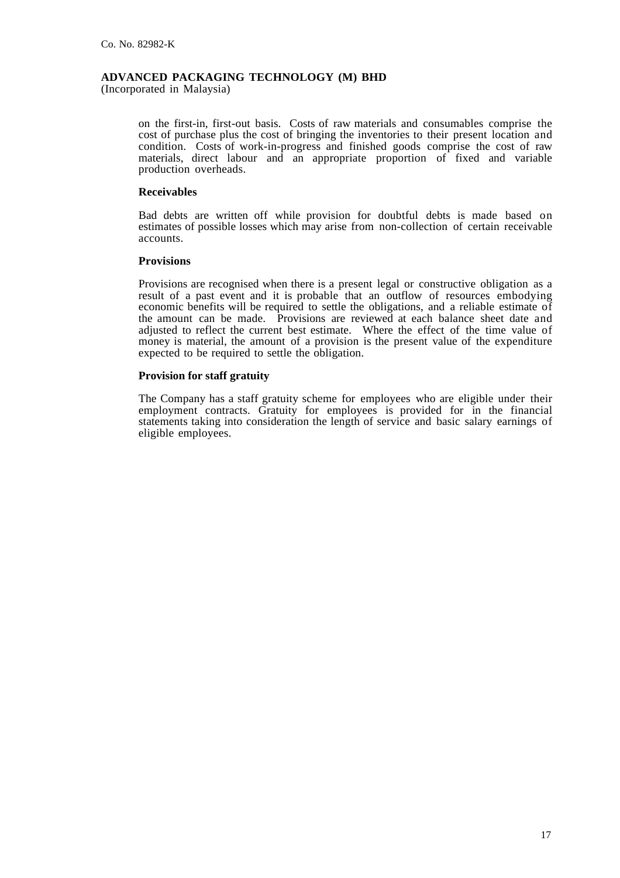on the first-in, first-out basis. Costs of raw materials and consumables comprise the cost of purchase plus the cost of bringing the inventories to their present location and condition. Costs of work-in-progress and finished goods comprise the cost of raw materials, direct labour and an appropriate proportion of fixed and variable production overheads.

**Receivables**

Bad debts are written off while provision for doubtful debts is made based on estimates of possible losses which may arise from non-collection of certain receivable accounts.

**Provisions**

Provisions are recognised when there is a present legal or constructive obligation as a result of a past event and it is probable that an outflow of resources embodying economic benefits will be required to settle the obligations, and a reliable estimate of the amount can be made. Provisions are reviewed at each balance sheet date and adjusted to reflect the current best estimate. Where the effect of the time value of money is material, the amount of a provision is the present value of the expenditure expected to be required to settle the obligation.

**Provision for staff gratuity**

The Company has a staff gratuity scheme for employees who are eligible under their employment contracts. Gratuity for employees is provided for in the financial statements taking into consideration the length of service and basic salary earnings of eligible employees.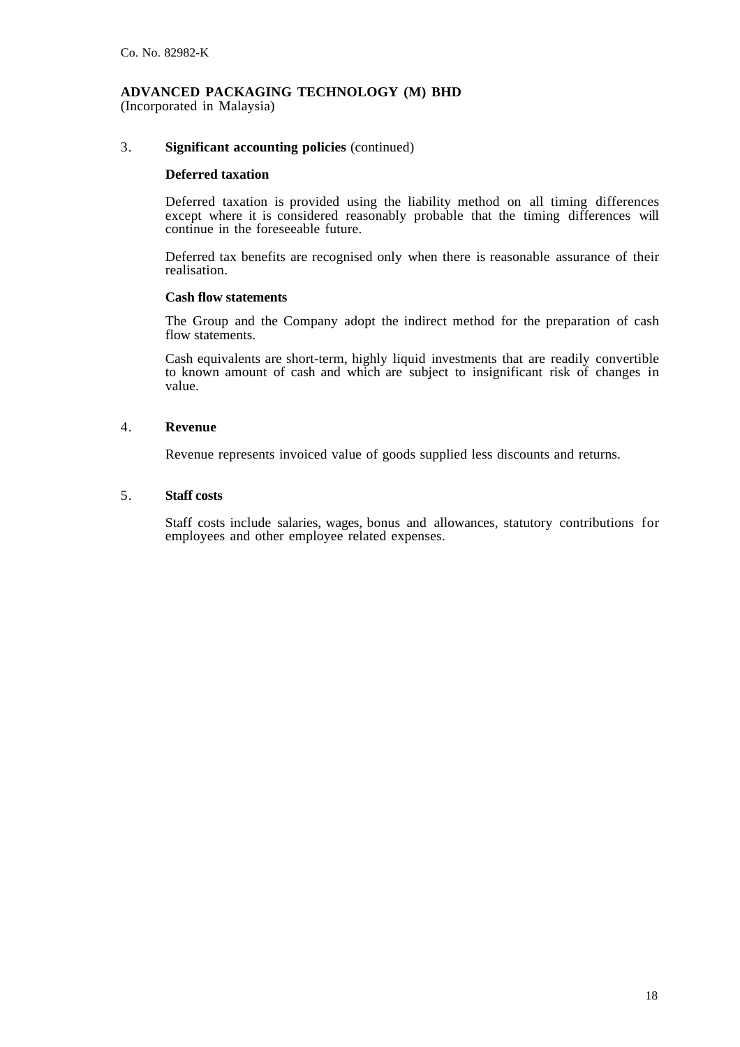Co. No. 82982-K

**ADVANCED PACKAGING TECHNOLOGY (M) BHD**
(Incorporated in Malaysia)

## 3. Significant accounting policies (continued)

### Deferred taxation

Deferred taxation is provided using the liability method on all timing differences except where it is considered reasonably probable that the timing differences will continue in the foreseeable future.

Deferred tax benefits are recognised only when there is reasonable assurance of their realisation.

### Cash flow statements

The Group and the Company adopt the indirect method for the preparation of cash flow statements.

Cash equivalents are short-term, highly liquid investments that are readily convertible to known amount of cash and which are subject to insignificant risk of changes in value.

## 4. Revenue

Revenue represents invoiced value of goods supplied less discounts and returns.

## 5. Staff costs

Staff costs include salaries, wages, bonus and allowances, statutory contributions for employees and other employee related expenses.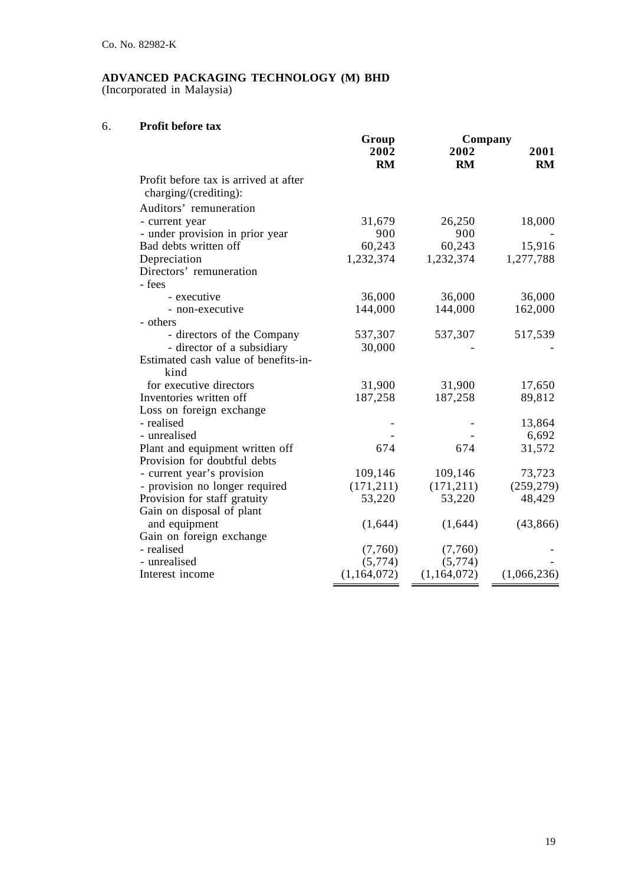Co. No. 82982-K

**ADVANCED PACKAGING TECHNOLOGY (M) BHD**
(Incorporated in Malaysia)

## 6. Profit before tax

| | Group | Company | |
|---|---|---|---|
| | **2002** | **2002** | **2001** |
| | **RM** | **RM** | **RM** |
| Profit before tax is arrived at after charging/(crediting): | | | |
| Auditors' remuneration | | | |
| - current year | 31,679 | 26,250 | 18,000 |
| - under provision in prior year | 900 | 900 | - |
| Bad debts written off | 60,243 | 60,243 | 15,916 |
| Depreciation | 1,232,374 | 1,232,374 | 1,277,788 |
| Directors' remuneration | | | |
| - fees | | | |
| - executive | 36,000 | 36,000 | 36,000 |
| - non-executive | 144,000 | 144,000 | 162,000 |
| - others | | | |
| - directors of the Company | 537,307 | 537,307 | 517,539 |
| - director of a subsidiary | 30,000 | - | - |
| Estimated cash value of benefits-in-kind for executive directors | 31,900 | 31,900 | 17,650 |
| Inventories written off | 187,258 | 187,258 | 89,812 |
| Loss on foreign exchange | | | |
| - realised | - | - | 13,864 |
| - unrealised | - | - | 6,692 |
| Plant and equipment written off | 674 | 674 | 31,572 |
| Provision for doubtful debts | | | |
| - current year's provision | 109,146 | 109,146 | 73,723 |
| - provision no longer required | (171,211) | (171,211) | (259,279) |
| Provision for staff gratuity | 53,220 | 53,220 | 48,429 |
| Gain on disposal of plant and equipment | (1,644) | (1,644) | (43,866) |
| Gain on foreign exchange | | | |
| - realised | (7,760) | (7,760) | - |
| - unrealised | (5,774) | (5,774) | - |
| Interest income | (1,164,072) | (1,164,072) | (1,066,236) |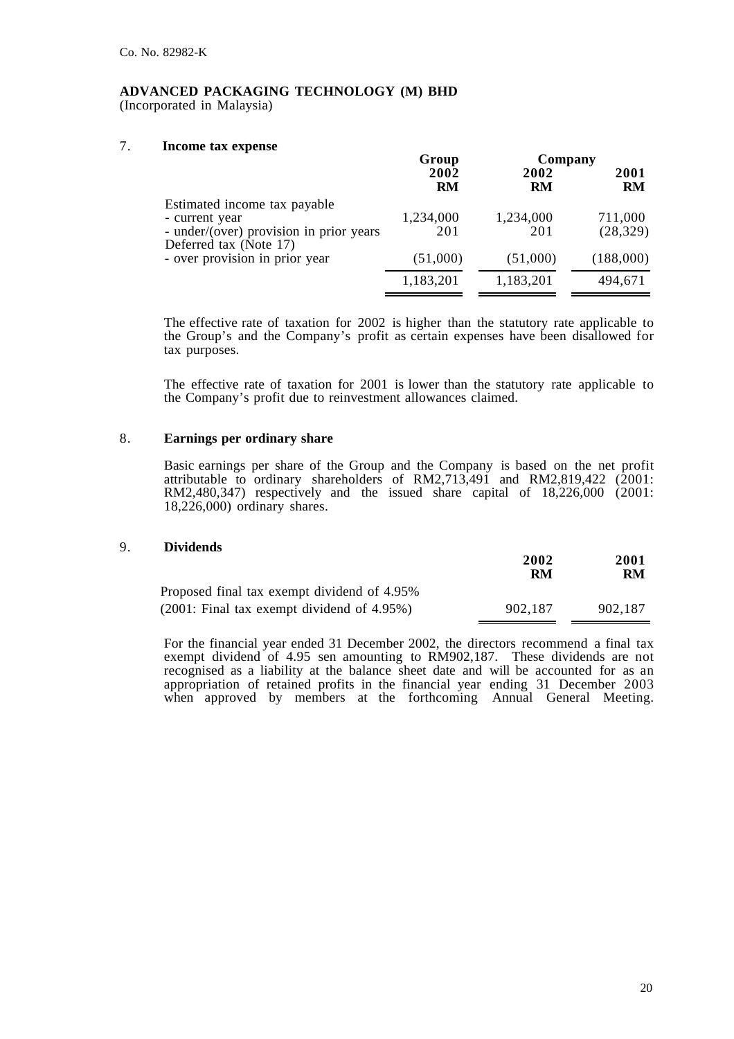Co. No. 82982-K

**ADVANCED PACKAGING TECHNOLOGY (M) BHD**
(Incorporated in Malaysia)

## 7. Income tax expense

| | Group | Company | |
|---|---|---|---|
| | 2002 | 2002 | 2001 |
| | RM | RM | RM |
| Estimated income tax payable | | | |
| - current year | 1,234,000 | 1,234,000 | 711,000 |
| - under/(over) provision in prior years | 201 | 201 | (28,329) |
| Deferred tax (Note 17) | | | |
| - over provision in prior year | (51,000) | (51,000) | (188,000) |
| | 1,183,201 | 1,183,201 | 494,671 |

The effective rate of taxation for 2002 is higher than the statutory rate applicable to the Group's and the Company's profit as certain expenses have been disallowed for tax purposes.

The effective rate of taxation for 2001 is lower than the statutory rate applicable to the Company's profit due to reinvestment allowances claimed.

## 8. Earnings per ordinary share

Basic earnings per share of the Group and the Company is based on the net profit attributable to ordinary shareholders of RM2,713,491 and RM2,819,422 (2001: RM2,480,347) respectively and the issued share capital of 18,226,000 (2001: 18,226,000) ordinary shares.

## 9. Dividends

| | 2002 | 2001 |
|---|---|---|
| | RM | RM |
| Proposed final tax exempt dividend of 4.95% (2001: Final tax exempt dividend of 4.95%) | 902,187 | 902,187 |

For the financial year ended 31 December 2002, the directors recommend a final tax exempt dividend of 4.95 sen amounting to RM902,187. These dividends are not recognised as a liability at the balance sheet date and will be accounted for as an appropriation of retained profits in the financial year ending 31 December 2003 when approved by members at the forthcoming Annual General Meeting.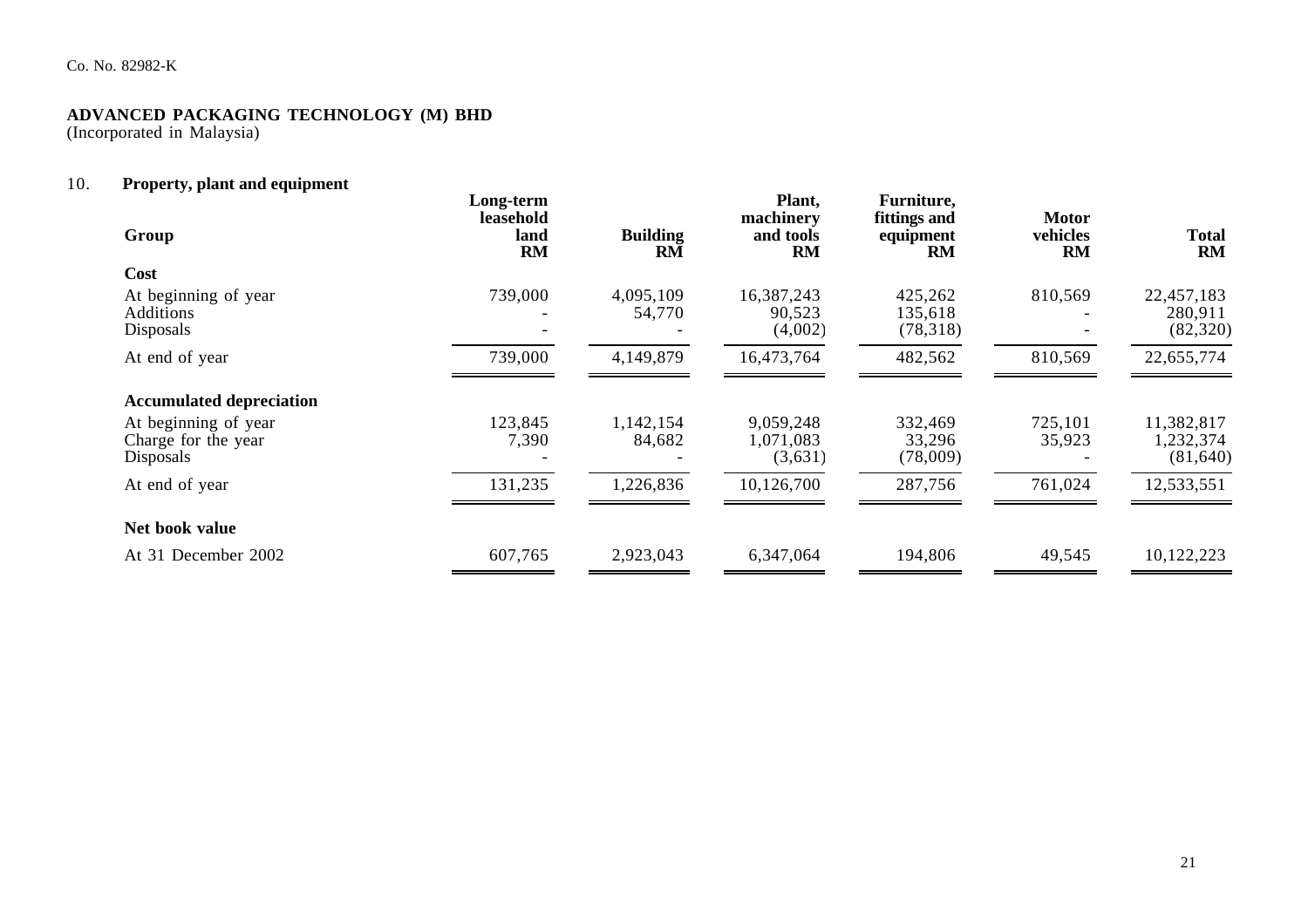Co. No. 82982-K

**ADVANCED PACKAGING TECHNOLOGY (M) BHD**
(Incorporated in Malaysia)

## 10. Property, plant and equipment

| Group | Long-term leasehold land RM | Building RM | Plant, machinery and tools RM | Furniture, fittings and equipment RM | Motor vehicles RM | Total RM |
|---|---|---|---|---|---|---|
| **Cost** | | | | | | |
| At beginning of year | 739,000 | 4,095,109 | 16,387,243 | 425,262 | 810,569 | 22,457,183 |
| Additions | - | 54,770 | 90,523 | 135,618 | - | 280,911 |
| Disposals | - | - | (4,002) | (78,318) | - | (82,320) |
| At end of year | 739,000 | 4,149,879 | 16,473,764 | 482,562 | 810,569 | 22,655,774 |
| **Accumulated depreciation** | | | | | | |
| At beginning of year | 123,845 | 1,142,154 | 9,059,248 | 332,469 | 725,101 | 11,382,817 |
| Charge for the year | 7,390 | 84,682 | 1,071,083 | 33,296 | 35,923 | 1,232,374 |
| Disposals | - | - | (3,631) | (78,009) | - | (81,640) |
| At end of year | 131,235 | 1,226,836 | 10,126,700 | 287,756 | 761,024 | 12,533,551 |
| **Net book value** | | | | | | |
| At 31 December 2002 | 607,765 | 2,923,043 | 6,347,064 | 194,806 | 49,545 | 10,122,223 |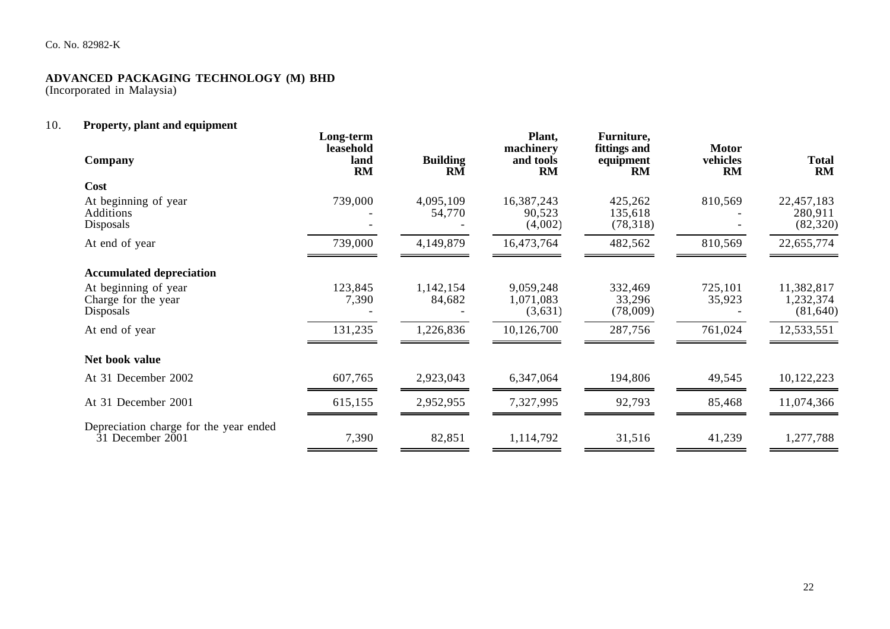Co. No. 82982-K

**ADVANCED PACKAGING TECHNOLOGY (M) BHD**
(Incorporated in Malaysia)

## 10. Property, plant and equipment

| Company | Long-term leasehold land RM | Building RM | Plant, machinery and tools RM | Furniture, fittings and equipment RM | Motor vehicles RM | Total RM |
|---|---|---|---|---|---|---|
| **Cost** | | | | | | |
| At beginning of year | 739,000 | 4,095,109 | 16,387,243 | 425,262 | 810,569 | 22,457,183 |
| Additions | - | 54,770 | 90,523 | 135,618 | - | 280,911 |
| Disposals | - | - | (4,002) | (78,318) | - | (82,320) |
| At end of year | 739,000 | 4,149,879 | 16,473,764 | 482,562 | 810,569 | 22,655,774 |
| **Accumulated depreciation** | | | | | | |
| At beginning of year | 123,845 | 1,142,154 | 9,059,248 | 332,469 | 725,101 | 11,382,817 |
| Charge for the year | 7,390 | 84,682 | 1,071,083 | 33,296 | 35,923 | 1,232,374 |
| Disposals | - | - | (3,631) | (78,009) | - | (81,640) |
| At end of year | 131,235 | 1,226,836 | 10,126,700 | 287,756 | 761,024 | 12,533,551 |
| **Net book value** | | | | | | |
| At 31 December 2002 | 607,765 | 2,923,043 | 6,347,064 | 194,806 | 49,545 | 10,122,223 |
| At 31 December 2001 | 615,155 | 2,952,955 | 7,327,995 | 92,793 | 85,468 | 11,074,366 |
| Depreciation charge for the year ended 31 December 2001 | 7,390 | 82,851 | 1,114,792 | 31,516 | 41,239 | 1,277,788 |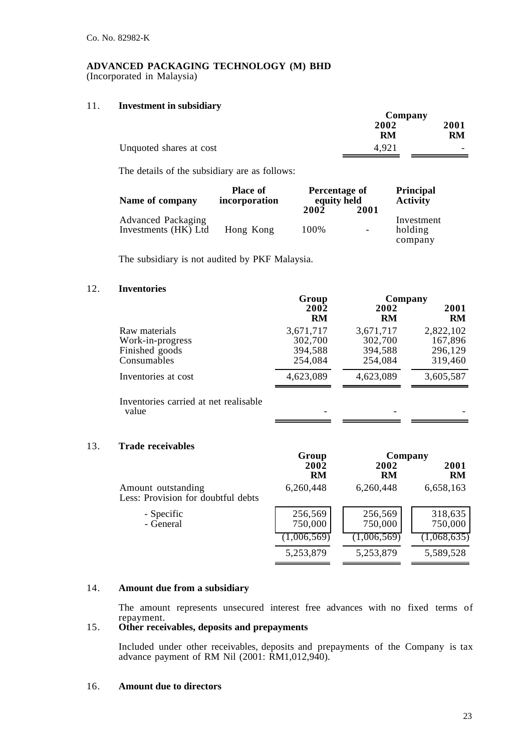Co. No. 82982-K

**ADVANCED PACKAGING TECHNOLOGY (M) BHD**
(Incorporated in Malaysia)

## 11. Investment in subsidiary

| | Company | |
|---|---|---|
| | **2002** | **2001** |
| | **RM** | **RM** |
| Unquoted shares at cost | 4,921 | - |

The details of the subsidiary are as follows:

| Name of company | Place of incorporation | Percentage of equity held | | Principal Activity |
|---|---|---|---|---|
| | | **2002** | **2001** | |
| Advanced Packaging Investments (HK) Ltd | Hong Kong | 100% | - | Investment holding company |

The subsidiary is not audited by PKF Malaysia.

## 12. Inventories

| | Group | Company | |
|---|---|---|---|
| | **2002** | **2002** | **2001** |
| | **RM** | **RM** | **RM** |
| Raw materials | 3,671,717 | 3,671,717 | 2,822,102 |
| Work-in-progress | 302,700 | 302,700 | 167,896 |
| Finished goods | 394,588 | 394,588 | 296,129 |
| Consumables | 254,084 | 254,084 | 319,460 |
| Inventories at cost | 4,623,089 | 4,623,089 | 3,605,587 |
| Inventories carried at net realisable value | - | - | - |

## 13. Trade receivables

| | Group | Company | |
|---|---|---|---|
| | **2002** | **2002** | **2001** |
| | **RM** | **RM** | **RM** |
| Amount outstanding | 6,260,448 | 6,260,448 | 6,658,163 |
| Less: Provision for doubtful debts | | | |
| - Specific | 256,569 | 256,569 | 318,635 |
| - General | 750,000 | 750,000 | 750,000 |
| | (1,006,569) | (1,006,569) | (1,068,635) |
| | 5,253,879 | 5,253,879 | 5,589,528 |

## 14. Amount due from a subsidiary

The amount represents unsecured interest free advances with no fixed terms of repayment.

## 15. Other receivables, deposits and prepayments

Included under other receivables, deposits and prepayments of the Company is tax advance payment of RM Nil (2001: RM1,012,940).

## 16. Amount due to directors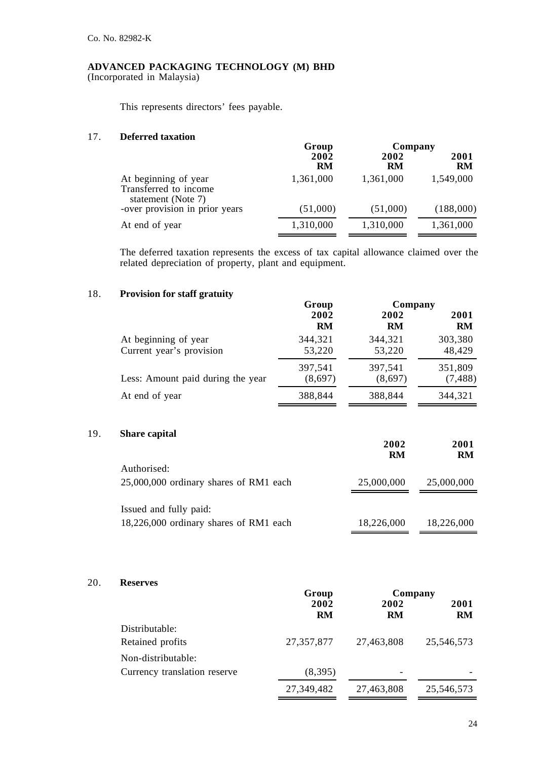Co. No. 82982-K

**ADVANCED PACKAGING TECHNOLOGY (M) BHD**
(Incorporated in Malaysia)

This represents directors' fees payable.

## 17. Deferred taxation

| | Group | Company | |
|---|---|---|---|
| | 2002 | 2002 | 2001 |
| | RM | RM | RM |
| At beginning of year | 1,361,000 | 1,361,000 | 1,549,000 |
| Transferred to income statement (Note 7) | | | |
| -over provision in prior years | (51,000) | (51,000) | (188,000) |
| At end of year | 1,310,000 | 1,310,000 | 1,361,000 |

The deferred taxation represents the excess of tax capital allowance claimed over the related depreciation of property, plant and equipment.

## 18. Provision for staff gratuity

| | Group | Company | |
|---|---|---|---|
| | 2002 | 2002 | 2001 |
| | RM | RM | RM |
| At beginning of year | 344,321 | 344,321 | 303,380 |
| Current year's provision | 53,220 | 53,220 | 48,429 |
| | 397,541 | 397,541 | 351,809 |
| Less: Amount paid during the year | (8,697) | (8,697) | (7,488) |
| At end of year | 388,844 | 388,844 | 344,321 |

## 19. Share capital

| | 2002 | 2001 |
|---|---|---|
| | RM | RM |
| Authorised: | | |
| 25,000,000 ordinary shares of RM1 each | 25,000,000 | 25,000,000 |
| Issued and fully paid: | | |
| 18,226,000 ordinary shares of RM1 each | 18,226,000 | 18,226,000 |

## 20. Reserves

| | Group | Company | |
|---|---|---|---|
| | 2002 | 2002 | 2001 |
| | RM | RM | RM |
| Distributable: | | | |
| Retained profits | 27,357,877 | 27,463,808 | 25,546,573 |
| Non-distributable: | | | |
| Currency translation reserve | (8,395) | - | - |
| | 27,349,482 | 27,463,808 | 25,546,573 |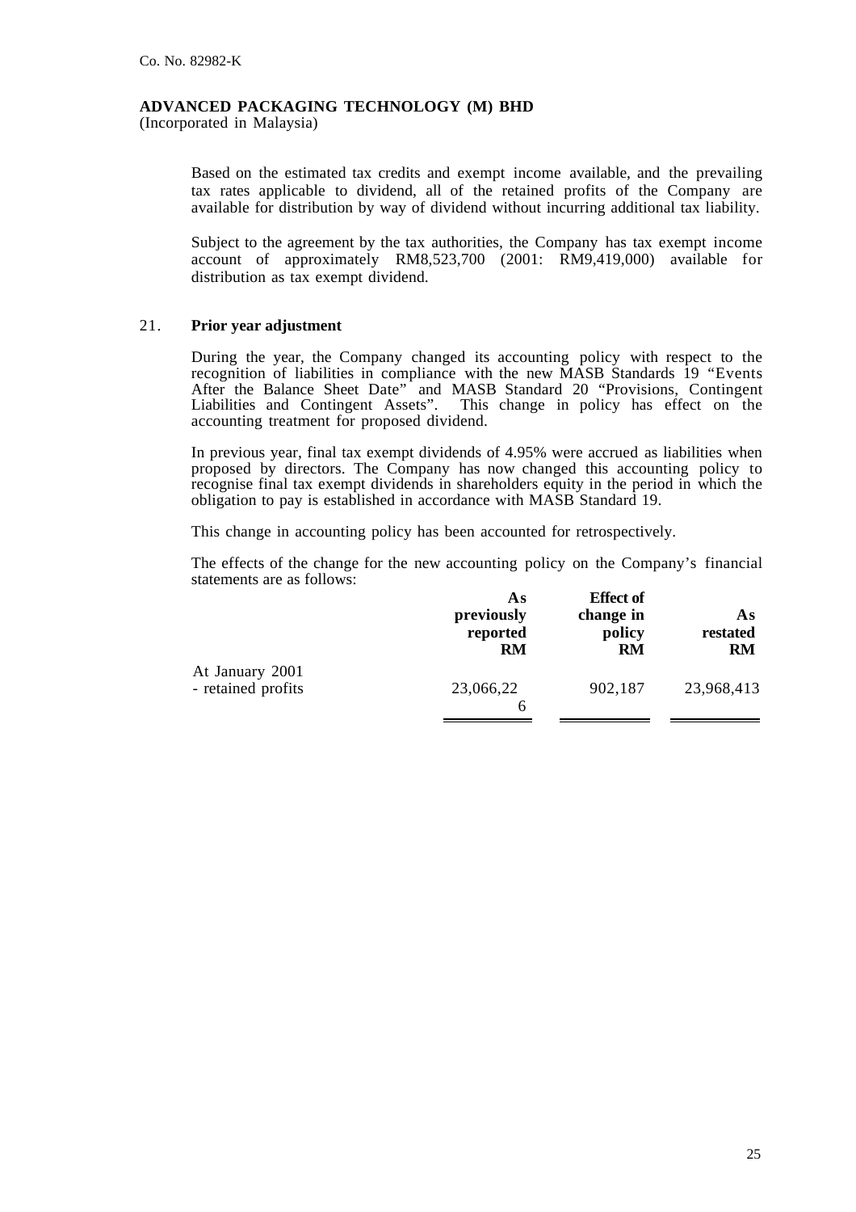Co. No. 82982-K

**ADVANCED PACKAGING TECHNOLOGY (M) BHD**
(Incorporated in Malaysia)

Based on the estimated tax credits and exempt income available, and the prevailing tax rates applicable to dividend, all of the retained profits of the Company are available for distribution by way of dividend without incurring additional tax liability.

Subject to the agreement by the tax authorities, the Company has tax exempt income account of approximately RM8,523,700 (2001: RM9,419,000) available for distribution as tax exempt dividend.

21. **Prior year adjustment**

During the year, the Company changed its accounting policy with respect to the recognition of liabilities in compliance with the new MASB Standards 19 "Events After the Balance Sheet Date" and MASB Standard 20 "Provisions, Contingent Liabilities and Contingent Assets". This change in policy has effect on the accounting treatment for proposed dividend.

In previous year, final tax exempt dividends of 4.95% were accrued as liabilities when proposed by directors. The Company has now changed this accounting policy to recognise final tax exempt dividends in shareholders equity in the period in which the obligation to pay is established in accordance with MASB Standard 19.

This change in accounting policy has been accounted for retrospectively.

The effects of the change for the new accounting policy on the Company's financial statements are as follows:

| | As previously reported RM | Effect of change in policy RM | As restated RM |
|---|---|---|---|
| At January 2001 | | | |
| - retained profits | 23,066,226 | 902,187 | 23,968,413 |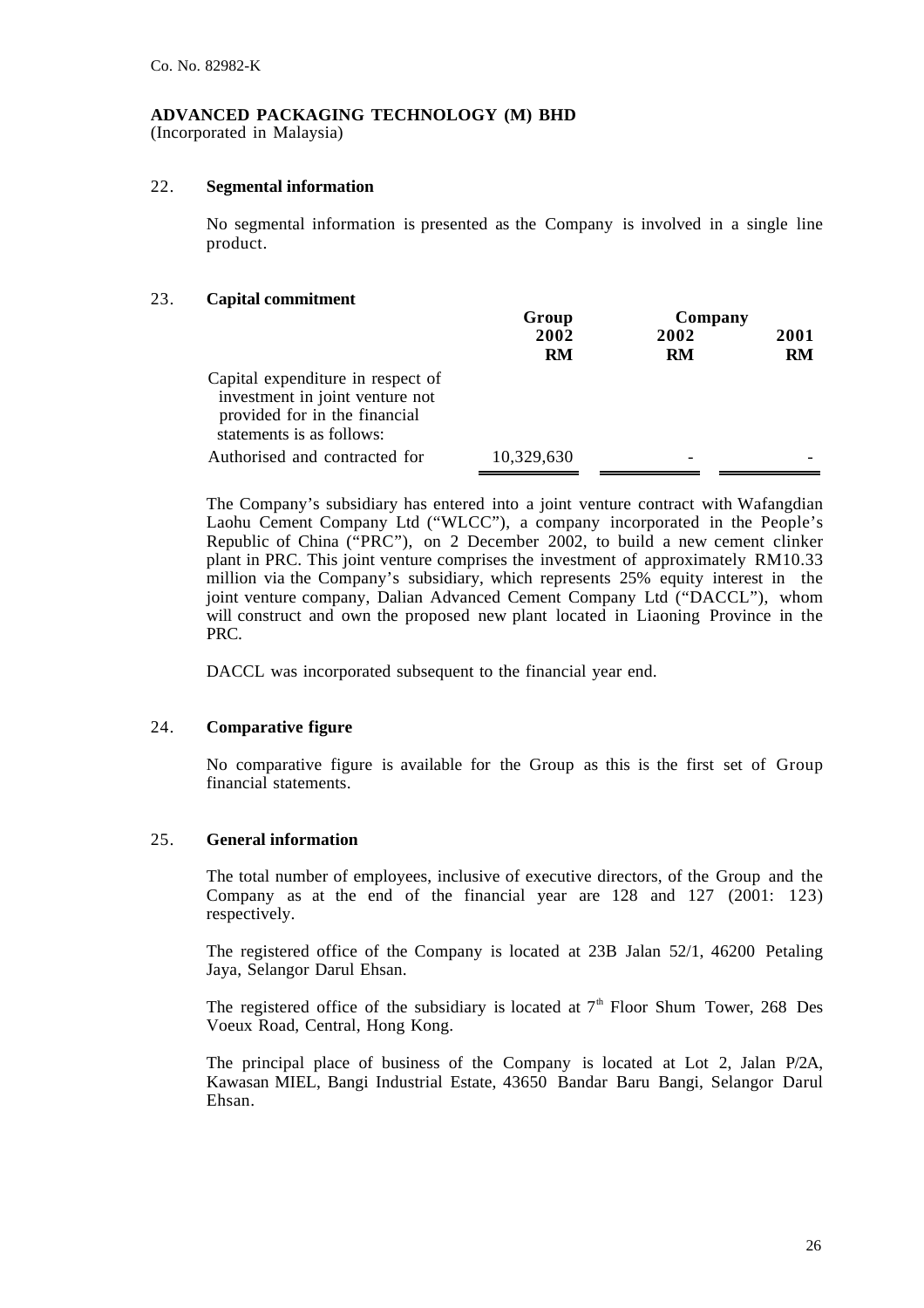Co. No. 82982-K

**ADVANCED PACKAGING TECHNOLOGY (M) BHD**
(Incorporated in Malaysia)

## 22. Segmental information

No segmental information is presented as the Company is involved in a single line product.

## 23. Capital commitment

| | Group | Company | |
|---|---|---|---|
| | 2002 | 2002 | 2001 |
| | RM | RM | RM |
| Capital expenditure in respect of investment in joint venture not provided for in the financial statements is as follows: | | | |
| Authorised and contracted for | 10,329,630 | - | - |

The Company's subsidiary has entered into a joint venture contract with Wafangdian Laohu Cement Company Ltd ("WLCC"), a company incorporated in the People's Republic of China ("PRC"), on 2 December 2002, to build a new cement clinker plant in PRC. This joint venture comprises the investment of approximately RM10.33 million via the Company's subsidiary, which represents 25% equity interest in the joint venture company, Dalian Advanced Cement Company Ltd ("DACCL"), whom will construct and own the proposed new plant located in Liaoning Province in the PRC.

DACCL was incorporated subsequent to the financial year end.

## 24. Comparative figure

No comparative figure is available for the Group as this is the first set of Group financial statements.

## 25. General information

The total number of employees, inclusive of executive directors, of the Group and the Company as at the end of the financial year are 128 and 127 (2001: 123) respectively.

The registered office of the Company is located at 23B Jalan 52/1, 46200 Petaling Jaya, Selangor Darul Ehsan.

The registered office of the subsidiary is located at 7th Floor Shum Tower, 268 Des Voeux Road, Central, Hong Kong.

The principal place of business of the Company is located at Lot 2, Jalan P/2A, Kawasan MIEL, Bangi Industrial Estate, 43650 Bandar Baru Bangi, Selangor Darul Ehsan.